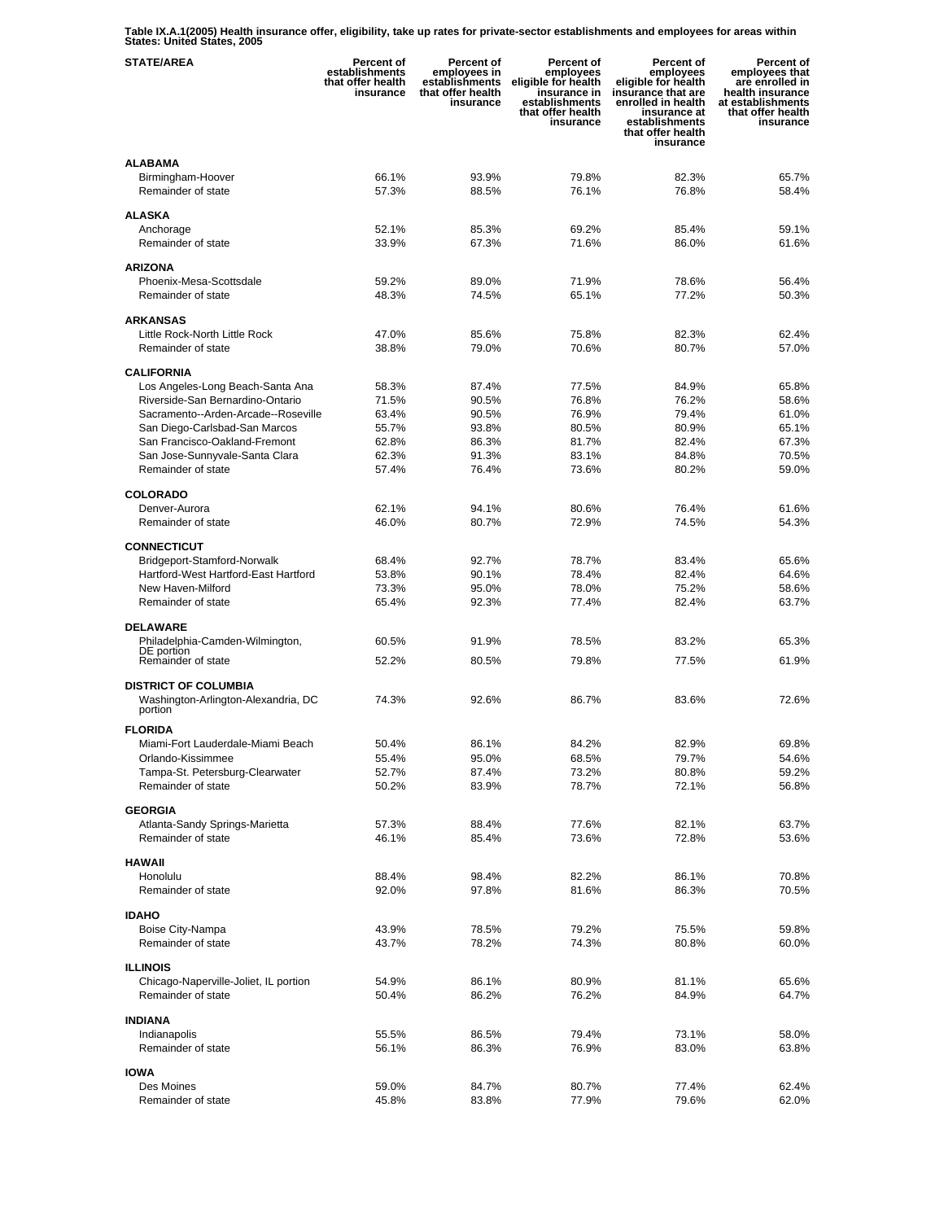**Table IX.A.1(2005) Health insurance offer, eligibility, take up rates for private-sector establishments and employees for areas within States: United States, 2005**

| STATE/AREA | Percent of establishments that offer health insurance | Percent of employees in establishments that offer health insurance | Percent of employees eligible for health insurance in establishments that offer health insurance | Percent of employees eligible for health insurance that are enrolled in health insurance at establishments that offer health insurance | Percent of employees that are enrolled in health insurance at establishments that offer health insurance |
|---|---|---|---|---|---|
| **ALABAMA** | | | | | |
| Birmingham-Hoover | 66.1% | 93.9% | 79.8% | 82.3% | 65.7% |
| Remainder of state | 57.3% | 88.5% | 76.1% | 76.8% | 58.4% |
| **ALASKA** | | | | | |
| Anchorage | 52.1% | 85.3% | 69.2% | 85.4% | 59.1% |
| Remainder of state | 33.9% | 67.3% | 71.6% | 86.0% | 61.6% |
| **ARIZONA** | | | | | |
| Phoenix-Mesa-Scottsdale | 59.2% | 89.0% | 71.9% | 78.6% | 56.4% |
| Remainder of state | 48.3% | 74.5% | 65.1% | 77.2% | 50.3% |
| **ARKANSAS** | | | | | |
| Little Rock-North Little Rock | 47.0% | 85.6% | 75.8% | 82.3% | 62.4% |
| Remainder of state | 38.8% | 79.0% | 70.6% | 80.7% | 57.0% |
| **CALIFORNIA** | | | | | |
| Los Angeles-Long Beach-Santa Ana | 58.3% | 87.4% | 77.5% | 84.9% | 65.8% |
| Riverside-San Bernardino-Ontario | 71.5% | 90.5% | 76.8% | 76.2% | 58.6% |
| Sacramento--Arden-Arcade--Roseville | 63.4% | 90.5% | 76.9% | 79.4% | 61.0% |
| San Diego-Carlsbad-San Marcos | 55.7% | 93.8% | 80.5% | 80.9% | 65.1% |
| San Francisco-Oakland-Fremont | 62.8% | 86.3% | 81.7% | 82.4% | 67.3% |
| San Jose-Sunnyvale-Santa Clara | 62.3% | 91.3% | 83.1% | 84.8% | 70.5% |
| Remainder of state | 57.4% | 76.4% | 73.6% | 80.2% | 59.0% |
| **COLORADO** | | | | | |
| Denver-Aurora | 62.1% | 94.1% | 80.6% | 76.4% | 61.6% |
| Remainder of state | 46.0% | 80.7% | 72.9% | 74.5% | 54.3% |
| **CONNECTICUT** | | | | | |
| Bridgeport-Stamford-Norwalk | 68.4% | 92.7% | 78.7% | 83.4% | 65.6% |
| Hartford-West Hartford-East Hartford | 53.8% | 90.1% | 78.4% | 82.4% | 64.6% |
| New Haven-Milford | 73.3% | 95.0% | 78.0% | 75.2% | 58.6% |
| Remainder of state | 65.4% | 92.3% | 77.4% | 82.4% | 63.7% |
| **DELAWARE** | | | | | |
| Philadelphia-Camden-Wilmington, DE portion | 60.5% | 91.9% | 78.5% | 83.2% | 65.3% |
| Remainder of state | 52.2% | 80.5% | 79.8% | 77.5% | 61.9% |
| **DISTRICT OF COLUMBIA** | | | | | |
| Washington-Arlington-Alexandria, DC portion | 74.3% | 92.6% | 86.7% | 83.6% | 72.6% |
| **FLORIDA** | | | | | |
| Miami-Fort Lauderdale-Miami Beach | 50.4% | 86.1% | 84.2% | 82.9% | 69.8% |
| Orlando-Kissimmee | 55.4% | 95.0% | 68.5% | 79.7% | 54.6% |
| Tampa-St. Petersburg-Clearwater | 52.7% | 87.4% | 73.2% | 80.8% | 59.2% |
| Remainder of state | 50.2% | 83.9% | 78.7% | 72.1% | 56.8% |
| **GEORGIA** | | | | | |
| Atlanta-Sandy Springs-Marietta | 57.3% | 88.4% | 77.6% | 82.1% | 63.7% |
| Remainder of state | 46.1% | 85.4% | 73.6% | 72.8% | 53.6% |
| **HAWAII** | | | | | |
| Honolulu | 88.4% | 98.4% | 82.2% | 86.1% | 70.8% |
| Remainder of state | 92.0% | 97.8% | 81.6% | 86.3% | 70.5% |
| **IDAHO** | | | | | |
| Boise City-Nampa | 43.9% | 78.5% | 79.2% | 75.5% | 59.8% |
| Remainder of state | 43.7% | 78.2% | 74.3% | 80.8% | 60.0% |
| **ILLINOIS** | | | | | |
| Chicago-Naperville-Joliet, IL portion | 54.9% | 86.1% | 80.9% | 81.1% | 65.6% |
| Remainder of state | 50.4% | 86.2% | 76.2% | 84.9% | 64.7% |
| **INDIANA** | | | | | |
| Indianapolis | 55.5% | 86.5% | 79.4% | 73.1% | 58.0% |
| Remainder of state | 56.1% | 86.3% | 76.9% | 83.0% | 63.8% |
| **IOWA** | | | | | |
| Des Moines | 59.0% | 84.7% | 80.7% | 77.4% | 62.4% |
| Remainder of state | 45.8% | 83.8% | 77.9% | 79.6% | 62.0% |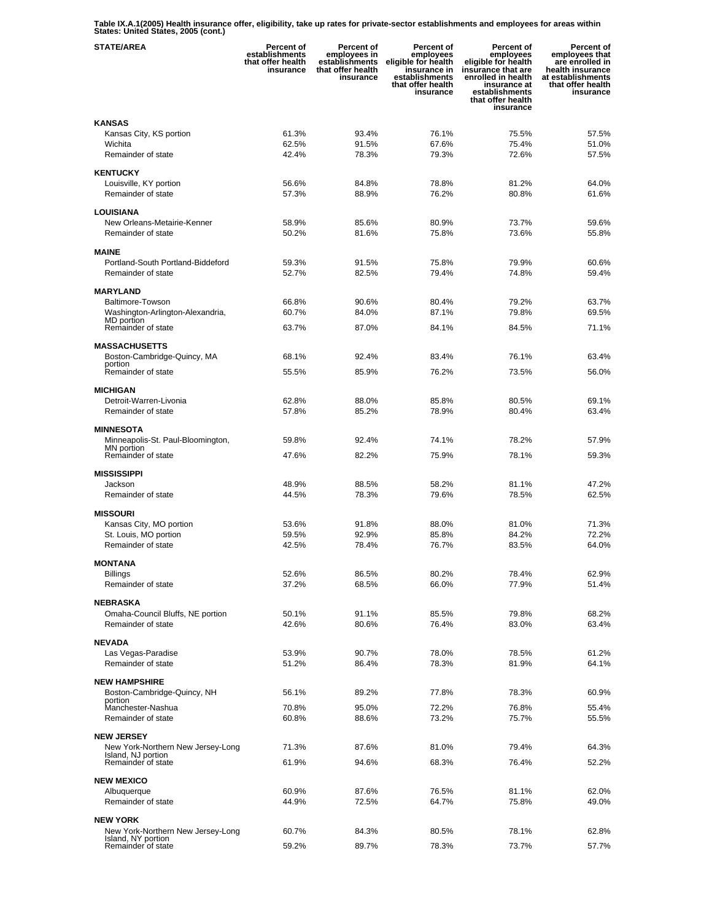**Table IX.A.1(2005) Health insurance offer, eligibility, take up rates for private-sector establishments and employees for areas within States: United States, 2005 (cont.)**

| STATE/AREA | Percent of establishments that offer health insurance | Percent of employees in establishments that offer health insurance | Percent of employees eligible for health insurance in establishments that offer health insurance | Percent of employees eligible for health insurance that are enrolled in health insurance at establishments that offer health insurance | Percent of employees that are enrolled in health insurance at establishments that offer health insurance |
|---|---|---|---|---|---|
| **KANSAS** | | | | | |
| Kansas City, KS portion | 61.3% | 93.4% | 76.1% | 75.5% | 57.5% |
| Wichita | 62.5% | 91.5% | 67.6% | 75.4% | 51.0% |
| Remainder of state | 42.4% | 78.3% | 79.3% | 72.6% | 57.5% |
| **KENTUCKY** | | | | | |
| Louisville, KY portion | 56.6% | 84.8% | 78.8% | 81.2% | 64.0% |
| Remainder of state | 57.3% | 88.9% | 76.2% | 80.8% | 61.6% |
| **LOUISIANA** | | | | | |
| New Orleans-Metairie-Kenner | 58.9% | 85.6% | 80.9% | 73.7% | 59.6% |
| Remainder of state | 50.2% | 81.6% | 75.8% | 73.6% | 55.8% |
| **MAINE** | | | | | |
| Portland-South Portland-Biddeford | 59.3% | 91.5% | 75.8% | 79.9% | 60.6% |
| Remainder of state | 52.7% | 82.5% | 79.4% | 74.8% | 59.4% |
| **MARYLAND** | | | | | |
| Baltimore-Towson | 66.8% | 90.6% | 80.4% | 79.2% | 63.7% |
| Washington-Arlington-Alexandria, MD portion | 60.7% | 84.0% | 87.1% | 79.8% | 69.5% |
| Remainder of state | 63.7% | 87.0% | 84.1% | 84.5% | 71.1% |
| **MASSACHUSETTS** | | | | | |
| Boston-Cambridge-Quincy, MA portion | 68.1% | 92.4% | 83.4% | 76.1% | 63.4% |
| Remainder of state | 55.5% | 85.9% | 76.2% | 73.5% | 56.0% |
| **MICHIGAN** | | | | | |
| Detroit-Warren-Livonia | 62.8% | 88.0% | 85.8% | 80.5% | 69.1% |
| Remainder of state | 57.8% | 85.2% | 78.9% | 80.4% | 63.4% |
| **MINNESOTA** | | | | | |
| Minneapolis-St. Paul-Bloomington, MN portion | 59.8% | 92.4% | 74.1% | 78.2% | 57.9% |
| Remainder of state | 47.6% | 82.2% | 75.9% | 78.1% | 59.3% |
| **MISSISSIPPI** | | | | | |
| Jackson | 48.9% | 88.5% | 58.2% | 81.1% | 47.2% |
| Remainder of state | 44.5% | 78.3% | 79.6% | 78.5% | 62.5% |
| **MISSOURI** | | | | | |
| Kansas City, MO portion | 53.6% | 91.8% | 88.0% | 81.0% | 71.3% |
| St. Louis, MO portion | 59.5% | 92.9% | 85.8% | 84.2% | 72.2% |
| Remainder of state | 42.5% | 78.4% | 76.7% | 83.5% | 64.0% |
| **MONTANA** | | | | | |
| Billings | 52.6% | 86.5% | 80.2% | 78.4% | 62.9% |
| Remainder of state | 37.2% | 68.5% | 66.0% | 77.9% | 51.4% |
| **NEBRASKA** | | | | | |
| Omaha-Council Bluffs, NE portion | 50.1% | 91.1% | 85.5% | 79.8% | 68.2% |
| Remainder of state | 42.6% | 80.6% | 76.4% | 83.0% | 63.4% |
| **NEVADA** | | | | | |
| Las Vegas-Paradise | 53.9% | 90.7% | 78.0% | 78.5% | 61.2% |
| Remainder of state | 51.2% | 86.4% | 78.3% | 81.9% | 64.1% |
| **NEW HAMPSHIRE** | | | | | |
| Boston-Cambridge-Quincy, NH portion | 56.1% | 89.2% | 77.8% | 78.3% | 60.9% |
| Manchester-Nashua | 70.8% | 95.0% | 72.2% | 76.8% | 55.4% |
| Remainder of state | 60.8% | 88.6% | 73.2% | 75.7% | 55.5% |
| **NEW JERSEY** | | | | | |
| New York-Northern New Jersey-Long Island, NJ portion | 71.3% | 87.6% | 81.0% | 79.4% | 64.3% |
| Remainder of state | 61.9% | 94.6% | 68.3% | 76.4% | 52.2% |
| **NEW MEXICO** | | | | | |
| Albuquerque | 60.9% | 87.6% | 76.5% | 81.1% | 62.0% |
| Remainder of state | 44.9% | 72.5% | 64.7% | 75.8% | 49.0% |
| **NEW YORK** | | | | | |
| New York-Northern New Jersey-Long Island, NY portion | 60.7% | 84.3% | 80.5% | 78.1% | 62.8% |
| Remainder of state | 59.2% | 89.7% | 78.3% | 73.7% | 57.7% |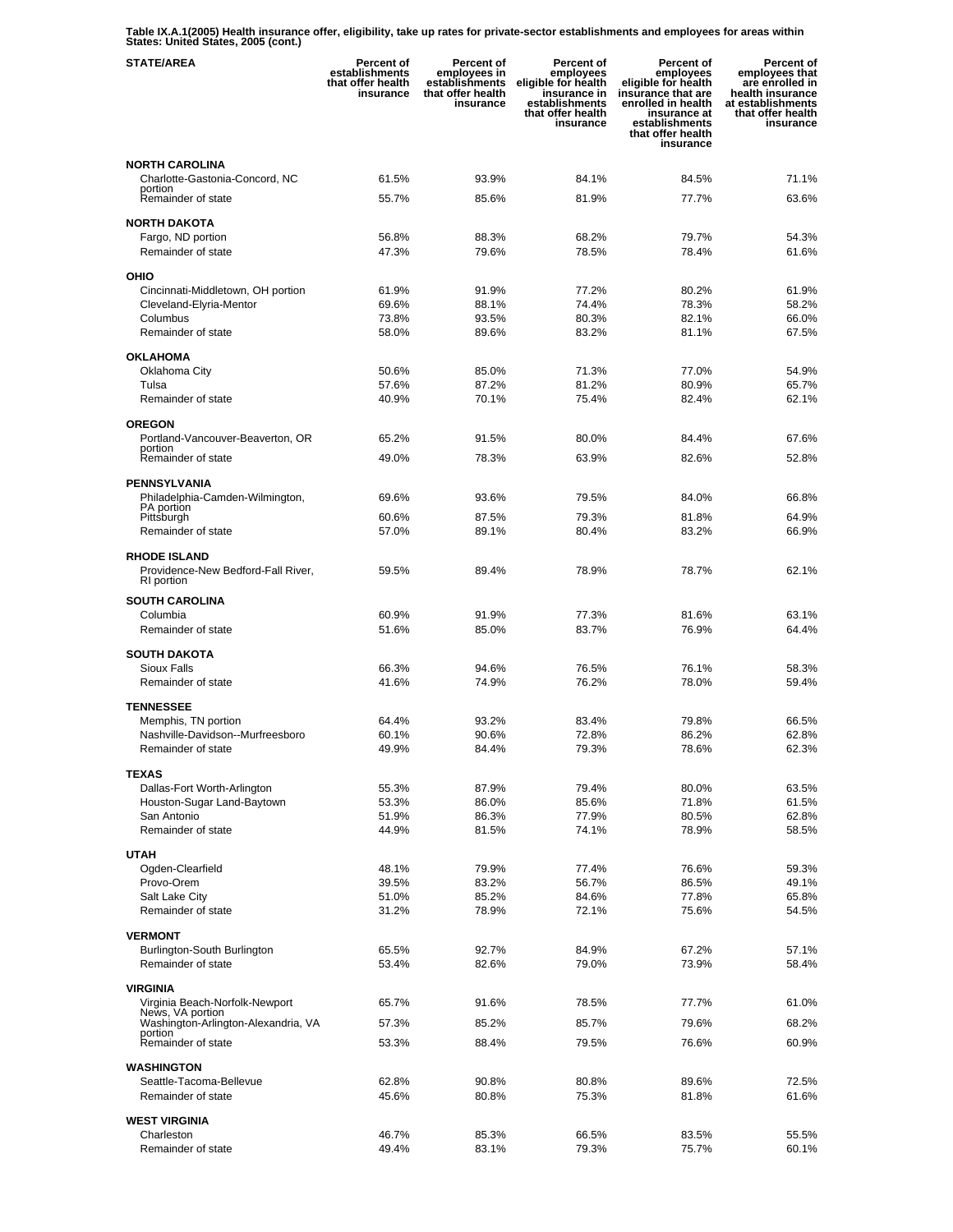**Table IX.A.1(2005) Health insurance offer, eligibility, take up rates for private-sector establishments and employees for areas within States: United States, 2005 (cont.)**

| STATE/AREA | Percent of establishments that offer health insurance | Percent of employees in establishments that offer health insurance | Percent of employees eligible for health insurance in establishments that offer health insurance | Percent of employees eligible for health insurance that are enrolled in health insurance at establishments that offer health insurance | Percent of employees that are enrolled in health insurance at establishments that offer health insurance |
|---|---|---|---|---|---|
| **NORTH CAROLINA** | | | | | |
| Charlotte-Gastonia-Concord, NC portion | 61.5% | 93.9% | 84.1% | 84.5% | 71.1% |
| Remainder of state | 55.7% | 85.6% | 81.9% | 77.7% | 63.6% |
| **NORTH DAKOTA** | | | | | |
| Fargo, ND portion | 56.8% | 88.3% | 68.2% | 79.7% | 54.3% |
| Remainder of state | 47.3% | 79.6% | 78.5% | 78.4% | 61.6% |
| **OHIO** | | | | | |
| Cincinnati-Middletown, OH portion | 61.9% | 91.9% | 77.2% | 80.2% | 61.9% |
| Cleveland-Elyria-Mentor | 69.6% | 88.1% | 74.4% | 78.3% | 58.2% |
| Columbus | 73.8% | 93.5% | 80.3% | 82.1% | 66.0% |
| Remainder of state | 58.0% | 89.6% | 83.2% | 81.1% | 67.5% |
| **OKLAHOMA** | | | | | |
| Oklahoma City | 50.6% | 85.0% | 71.3% | 77.0% | 54.9% |
| Tulsa | 57.6% | 87.2% | 81.2% | 80.9% | 65.7% |
| Remainder of state | 40.9% | 70.1% | 75.4% | 82.4% | 62.1% |
| **OREGON** | | | | | |
| Portland-Vancouver-Beaverton, OR portion | 65.2% | 91.5% | 80.0% | 84.4% | 67.6% |
| Remainder of state | 49.0% | 78.3% | 63.9% | 82.6% | 52.8% |
| **PENNSYLVANIA** | | | | | |
| Philadelphia-Camden-Wilmington, PA portion | 69.6% | 93.6% | 79.5% | 84.0% | 66.8% |
| Pittsburgh | 60.6% | 87.5% | 79.3% | 81.8% | 64.9% |
| Remainder of state | 57.0% | 89.1% | 80.4% | 83.2% | 66.9% |
| **RHODE ISLAND** | | | | | |
| Providence-New Bedford-Fall River, RI portion | 59.5% | 89.4% | 78.9% | 78.7% | 62.1% |
| **SOUTH CAROLINA** | | | | | |
| Columbia | 60.9% | 91.9% | 77.3% | 81.6% | 63.1% |
| Remainder of state | 51.6% | 85.0% | 83.7% | 76.9% | 64.4% |
| **SOUTH DAKOTA** | | | | | |
| Sioux Falls | 66.3% | 94.6% | 76.5% | 76.1% | 58.3% |
| Remainder of state | 41.6% | 74.9% | 76.2% | 78.0% | 59.4% |
| **TENNESSEE** | | | | | |
| Memphis, TN portion | 64.4% | 93.2% | 83.4% | 79.8% | 66.5% |
| Nashville-Davidson--Murfreesboro | 60.1% | 90.6% | 72.8% | 86.2% | 62.8% |
| Remainder of state | 49.9% | 84.4% | 79.3% | 78.6% | 62.3% |
| **TEXAS** | | | | | |
| Dallas-Fort Worth-Arlington | 55.3% | 87.9% | 79.4% | 80.0% | 63.5% |
| Houston-Sugar Land-Baytown | 53.3% | 86.0% | 85.6% | 71.8% | 61.5% |
| San Antonio | 51.9% | 86.3% | 77.9% | 80.5% | 62.8% |
| Remainder of state | 44.9% | 81.5% | 74.1% | 78.9% | 58.5% |
| **UTAH** | | | | | |
| Ogden-Clearfield | 48.1% | 79.9% | 77.4% | 76.6% | 59.3% |
| Provo-Orem | 39.5% | 83.2% | 56.7% | 86.5% | 49.1% |
| Salt Lake City | 51.0% | 85.2% | 84.6% | 77.8% | 65.8% |
| Remainder of state | 31.2% | 78.9% | 72.1% | 75.6% | 54.5% |
| **VERMONT** | | | | | |
| Burlington-South Burlington | 65.5% | 92.7% | 84.9% | 67.2% | 57.1% |
| Remainder of state | 53.4% | 82.6% | 79.0% | 73.9% | 58.4% |
| **VIRGINIA** | | | | | |
| Virginia Beach-Norfolk-Newport News, VA portion | 65.7% | 91.6% | 78.5% | 77.7% | 61.0% |
| Washington-Arlington-Alexandria, VA portion | 57.3% | 85.2% | 85.7% | 79.6% | 68.2% |
| Remainder of state | 53.3% | 88.4% | 79.5% | 76.6% | 60.9% |
| **WASHINGTON** | | | | | |
| Seattle-Tacoma-Bellevue | 62.8% | 90.8% | 80.8% | 89.6% | 72.5% |
| Remainder of state | 45.6% | 80.8% | 75.3% | 81.8% | 61.6% |
| **WEST VIRGINIA** | | | | | |
| Charleston | 46.7% | 85.3% | 66.5% | 83.5% | 55.5% |
| Remainder of state | 49.4% | 83.1% | 79.3% | 75.7% | 60.1% |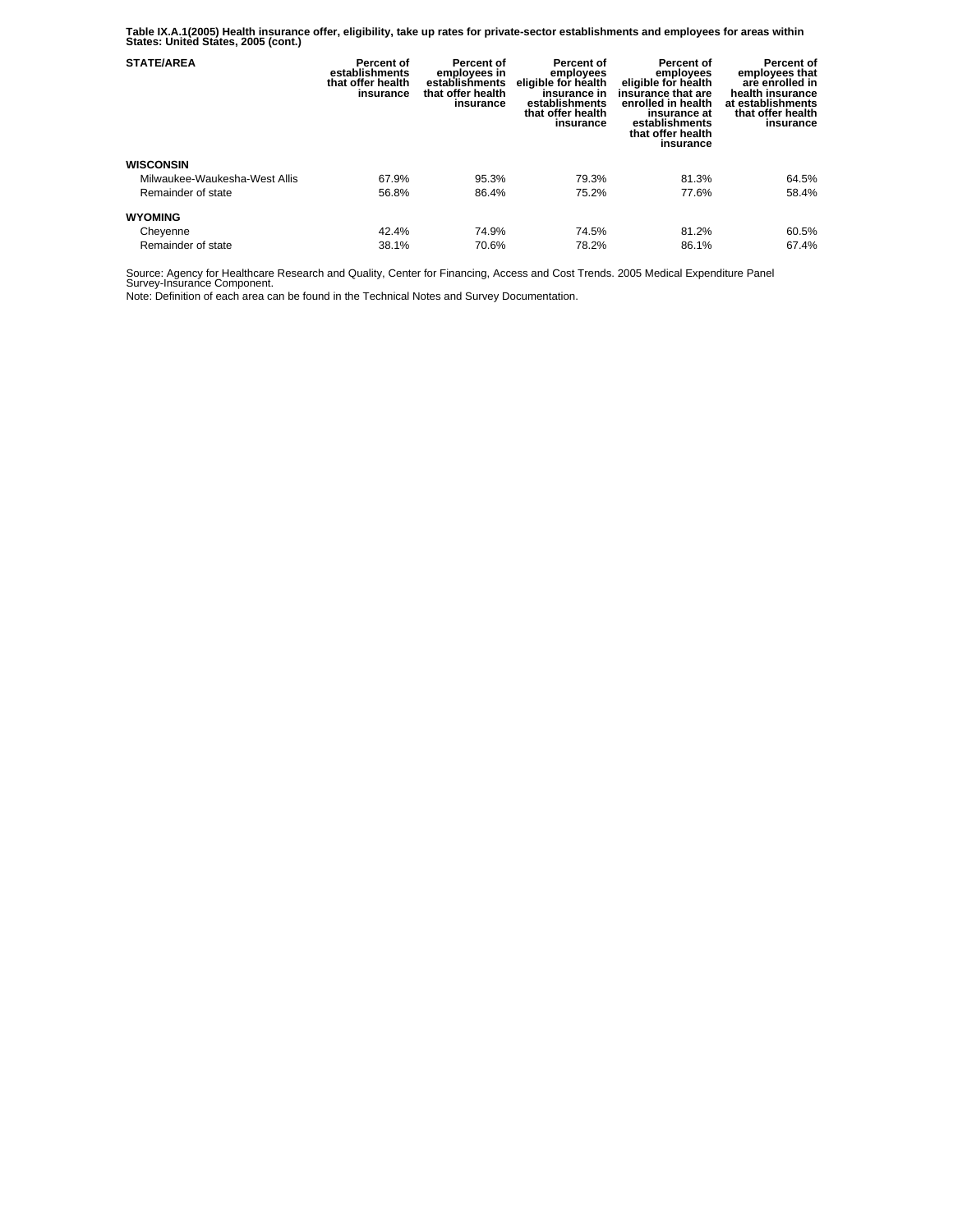**Table IX.A.1(2005) Health insurance offer, eligibility, take up rates for private-sector establishments and employees for areas within States: United States, 2005 (cont.)**

| STATE/AREA | Percent of establishments that offer health insurance | Percent of employees in establishments that offer health insurance | Percent of employees eligible for health insurance in establishments that offer health insurance | Percent of employees eligible for health insurance that are enrolled in health insurance at establishments that offer health insurance | Percent of employees that are enrolled in health insurance at establishments that offer health insurance |
|---|---|---|---|---|---|
| **WISCONSIN** | | | | | |
| Milwaukee-Waukesha-West Allis | 67.9% | 95.3% | 79.3% | 81.3% | 64.5% |
| Remainder of state | 56.8% | 86.4% | 75.2% | 77.6% | 58.4% |
| **WYOMING** | | | | | |
| Cheyenne | 42.4% | 74.9% | 74.5% | 81.2% | 60.5% |
| Remainder of state | 38.1% | 70.6% | 78.2% | 86.1% | 67.4% |

Source: Agency for Healthcare Research and Quality, Center for Financing, Access and Cost Trends. 2005 Medical Expenditure Panel Survey-Insurance Component.

Note: Definition of each area can be found in the Technical Notes and Survey Documentation.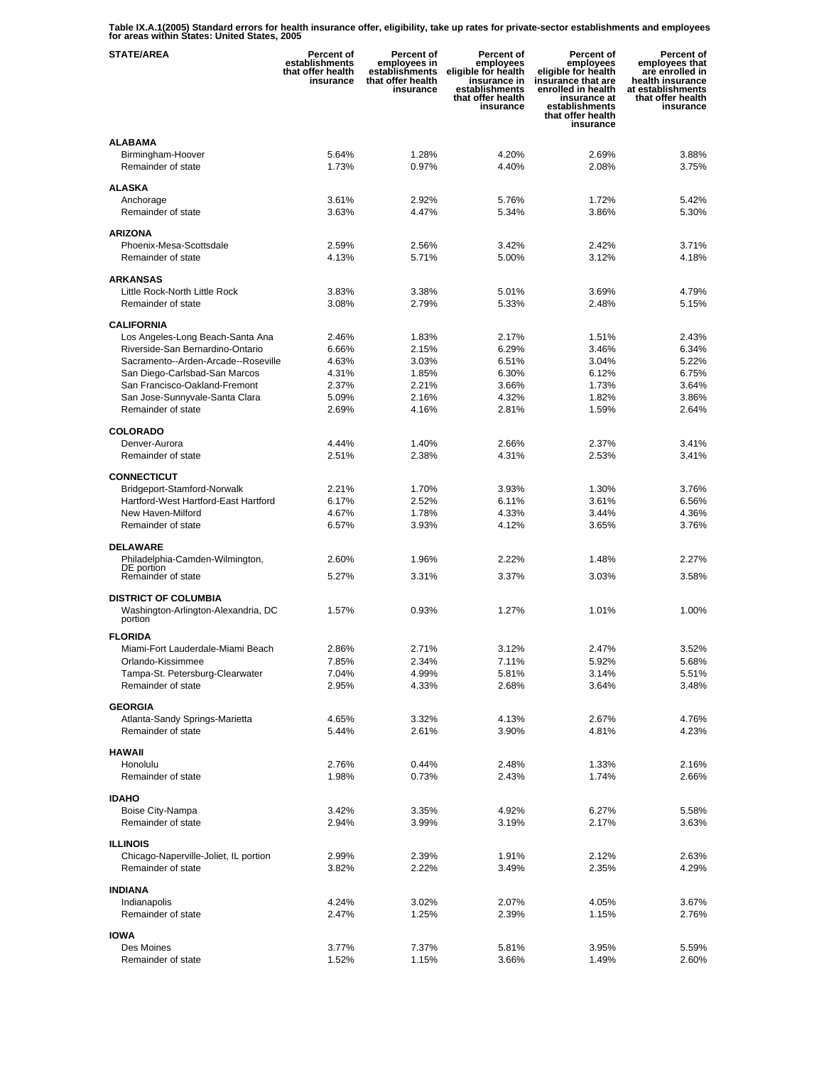**Table IX.A.1(2005) Standard errors for health insurance offer, eligibility, take up rates for private-sector establishments and employees for areas within States: United States, 2005**

| STATE/AREA | Percent of establishments that offer health insurance | Percent of employees in establishments that offer health insurance | Percent of employees eligible for health insurance in establishments that offer health insurance | Percent of employees eligible for health insurance that are enrolled in health insurance at establishments that offer health insurance | Percent of employees that are enrolled in health insurance at establishments that offer health insurance |
|---|---|---|---|---|---|
| **ALABAMA** | | | | | |
| Birmingham-Hoover | 5.64% | 1.28% | 4.20% | 2.69% | 3.88% |
| Remainder of state | 1.73% | 0.97% | 4.40% | 2.08% | 3.75% |
| **ALASKA** | | | | | |
| Anchorage | 3.61% | 2.92% | 5.76% | 1.72% | 5.42% |
| Remainder of state | 3.63% | 4.47% | 5.34% | 3.86% | 5.30% |
| **ARIZONA** | | | | | |
| Phoenix-Mesa-Scottsdale | 2.59% | 2.56% | 3.42% | 2.42% | 3.71% |
| Remainder of state | 4.13% | 5.71% | 5.00% | 3.12% | 4.18% |
| **ARKANSAS** | | | | | |
| Little Rock-North Little Rock | 3.83% | 3.38% | 5.01% | 3.69% | 4.79% |
| Remainder of state | 3.08% | 2.79% | 5.33% | 2.48% | 5.15% |
| **CALIFORNIA** | | | | | |
| Los Angeles-Long Beach-Santa Ana | 2.46% | 1.83% | 2.17% | 1.51% | 2.43% |
| Riverside-San Bernardino-Ontario | 6.66% | 2.15% | 6.29% | 3.46% | 6.34% |
| Sacramento--Arden-Arcade--Roseville | 4.63% | 3.03% | 6.51% | 3.04% | 5.22% |
| San Diego-Carlsbad-San Marcos | 4.31% | 1.85% | 6.30% | 6.12% | 6.75% |
| San Francisco-Oakland-Fremont | 2.37% | 2.21% | 3.66% | 1.73% | 3.64% |
| San Jose-Sunnyvale-Santa Clara | 5.09% | 2.16% | 4.32% | 1.82% | 3.86% |
| Remainder of state | 2.69% | 4.16% | 2.81% | 1.59% | 2.64% |
| **COLORADO** | | | | | |
| Denver-Aurora | 4.44% | 1.40% | 2.66% | 2.37% | 3.41% |
| Remainder of state | 2.51% | 2.38% | 4.31% | 2.53% | 3.41% |
| **CONNECTICUT** | | | | | |
| Bridgeport-Stamford-Norwalk | 2.21% | 1.70% | 3.93% | 1.30% | 3.76% |
| Hartford-West Hartford-East Hartford | 6.17% | 2.52% | 6.11% | 3.61% | 6.56% |
| New Haven-Milford | 4.67% | 1.78% | 4.33% | 3.44% | 4.36% |
| Remainder of state | 6.57% | 3.93% | 4.12% | 3.65% | 3.76% |
| **DELAWARE** | | | | | |
| Philadelphia-Camden-Wilmington, DE portion | 2.60% | 1.96% | 2.22% | 1.48% | 2.27% |
| Remainder of state | 5.27% | 3.31% | 3.37% | 3.03% | 3.58% |
| **DISTRICT OF COLUMBIA** | | | | | |
| Washington-Arlington-Alexandria, DC portion | 1.57% | 0.93% | 1.27% | 1.01% | 1.00% |
| **FLORIDA** | | | | | |
| Miami-Fort Lauderdale-Miami Beach | 2.86% | 2.71% | 3.12% | 2.47% | 3.52% |
| Orlando-Kissimmee | 7.85% | 2.34% | 7.11% | 5.92% | 5.68% |
| Tampa-St. Petersburg-Clearwater | 7.04% | 4.99% | 5.81% | 3.14% | 5.51% |
| Remainder of state | 2.95% | 4.33% | 2.68% | 3.64% | 3.48% |
| **GEORGIA** | | | | | |
| Atlanta-Sandy Springs-Marietta | 4.65% | 3.32% | 4.13% | 2.67% | 4.76% |
| Remainder of state | 5.44% | 2.61% | 3.90% | 4.81% | 4.23% |
| **HAWAII** | | | | | |
| Honolulu | 2.76% | 0.44% | 2.48% | 1.33% | 2.16% |
| Remainder of state | 1.98% | 0.73% | 2.43% | 1.74% | 2.66% |
| **IDAHO** | | | | | |
| Boise City-Nampa | 3.42% | 3.35% | 4.92% | 6.27% | 5.58% |
| Remainder of state | 2.94% | 3.99% | 3.19% | 2.17% | 3.63% |
| **ILLINOIS** | | | | | |
| Chicago-Naperville-Joliet, IL portion | 2.99% | 2.39% | 1.91% | 2.12% | 2.63% |
| Remainder of state | 3.82% | 2.22% | 3.49% | 2.35% | 4.29% |
| **INDIANA** | | | | | |
| Indianapolis | 4.24% | 3.02% | 2.07% | 4.05% | 3.67% |
| Remainder of state | 2.47% | 1.25% | 2.39% | 1.15% | 2.76% |
| **IOWA** | | | | | |
| Des Moines | 3.77% | 7.37% | 5.81% | 3.95% | 5.59% |
| Remainder of state | 1.52% | 1.15% | 3.66% | 1.49% | 2.60% |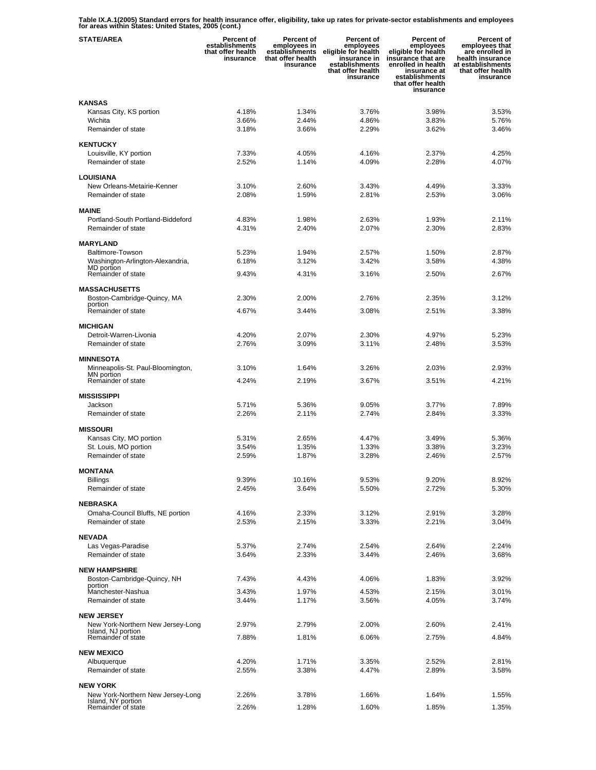**Table IX.A.1(2005) Standard errors for health insurance offer, eligibility, take up rates for private-sector establishments and employees for areas within States: United States, 2005 (cont.)**

| STATE/AREA | Percent of establishments that offer health insurance | Percent of employees in establishments that offer health insurance | Percent of employees eligible for health insurance in establishments that offer health insurance | Percent of employees eligible for health insurance that are enrolled in health insurance at establishments that offer health insurance | Percent of employees that are enrolled in health insurance at establishments that offer health insurance |
|---|---|---|---|---|---|
| **KANSAS** | | | | | |
| Kansas City, KS portion | 4.18% | 1.34% | 3.76% | 3.98% | 3.53% |
| Wichita | 3.66% | 2.44% | 4.86% | 3.83% | 5.76% |
| Remainder of state | 3.18% | 3.66% | 2.29% | 3.62% | 3.46% |
| **KENTUCKY** | | | | | |
| Louisville, KY portion | 7.33% | 4.05% | 4.16% | 2.37% | 4.25% |
| Remainder of state | 2.52% | 1.14% | 4.09% | 2.28% | 4.07% |
| **LOUISIANA** | | | | | |
| New Orleans-Metairie-Kenner | 3.10% | 2.60% | 3.43% | 4.49% | 3.33% |
| Remainder of state | 2.08% | 1.59% | 2.81% | 2.53% | 3.06% |
| **MAINE** | | | | | |
| Portland-South Portland-Biddeford | 4.83% | 1.98% | 2.63% | 1.93% | 2.11% |
| Remainder of state | 4.31% | 2.40% | 2.07% | 2.30% | 2.83% |
| **MARYLAND** | | | | | |
| Baltimore-Towson | 5.23% | 1.94% | 2.57% | 1.50% | 2.87% |
| Washington-Arlington-Alexandria, MD portion | 6.18% | 3.12% | 3.42% | 3.58% | 4.38% |
| Remainder of state | 9.43% | 4.31% | 3.16% | 2.50% | 2.67% |
| **MASSACHUSETTS** | | | | | |
| Boston-Cambridge-Quincy, MA portion | 2.30% | 2.00% | 2.76% | 2.35% | 3.12% |
| Remainder of state | 4.67% | 3.44% | 3.08% | 2.51% | 3.38% |
| **MICHIGAN** | | | | | |
| Detroit-Warren-Livonia | 4.20% | 2.07% | 2.30% | 4.97% | 5.23% |
| Remainder of state | 2.76% | 3.09% | 3.11% | 2.48% | 3.53% |
| **MINNESOTA** | | | | | |
| Minneapolis-St. Paul-Bloomington, MN portion | 3.10% | 1.64% | 3.26% | 2.03% | 2.93% |
| Remainder of state | 4.24% | 2.19% | 3.67% | 3.51% | 4.21% |
| **MISSISSIPPI** | | | | | |
| Jackson | 5.71% | 5.36% | 9.05% | 3.77% | 7.89% |
| Remainder of state | 2.26% | 2.11% | 2.74% | 2.84% | 3.33% |
| **MISSOURI** | | | | | |
| Kansas City, MO portion | 5.31% | 2.65% | 4.47% | 3.49% | 5.36% |
| St. Louis, MO portion | 3.54% | 1.35% | 1.33% | 3.38% | 3.23% |
| Remainder of state | 2.59% | 1.87% | 3.28% | 2.46% | 2.57% |
| **MONTANA** | | | | | |
| Billings | 9.39% | 10.16% | 9.53% | 9.20% | 8.92% |
| Remainder of state | 2.45% | 3.64% | 5.50% | 2.72% | 5.30% |
| **NEBRASKA** | | | | | |
| Omaha-Council Bluffs, NE portion | 4.16% | 2.33% | 3.12% | 2.91% | 3.28% |
| Remainder of state | 2.53% | 2.15% | 3.33% | 2.21% | 3.04% |
| **NEVADA** | | | | | |
| Las Vegas-Paradise | 5.37% | 2.74% | 2.54% | 2.64% | 2.24% |
| Remainder of state | 3.64% | 2.33% | 3.44% | 2.46% | 3.68% |
| **NEW HAMPSHIRE** | | | | | |
| Boston-Cambridge-Quincy, NH portion | 7.43% | 4.43% | 4.06% | 1.83% | 3.92% |
| Manchester-Nashua | 3.43% | 1.97% | 4.53% | 2.15% | 3.01% |
| Remainder of state | 3.44% | 1.17% | 3.56% | 4.05% | 3.74% |
| **NEW JERSEY** | | | | | |
| New York-Northern New Jersey-Long Island, NJ portion | 2.97% | 2.79% | 2.00% | 2.60% | 2.41% |
| Remainder of state | 7.88% | 1.81% | 6.06% | 2.75% | 4.84% |
| **NEW MEXICO** | | | | | |
| Albuquerque | 4.20% | 1.71% | 3.35% | 2.52% | 2.81% |
| Remainder of state | 2.55% | 3.38% | 4.47% | 2.89% | 3.58% |
| **NEW YORK** | | | | | |
| New York-Northern New Jersey-Long Island, NY portion | 2.26% | 3.78% | 1.66% | 1.64% | 1.55% |
| Remainder of state | 2.26% | 1.28% | 1.60% | 1.85% | 1.35% |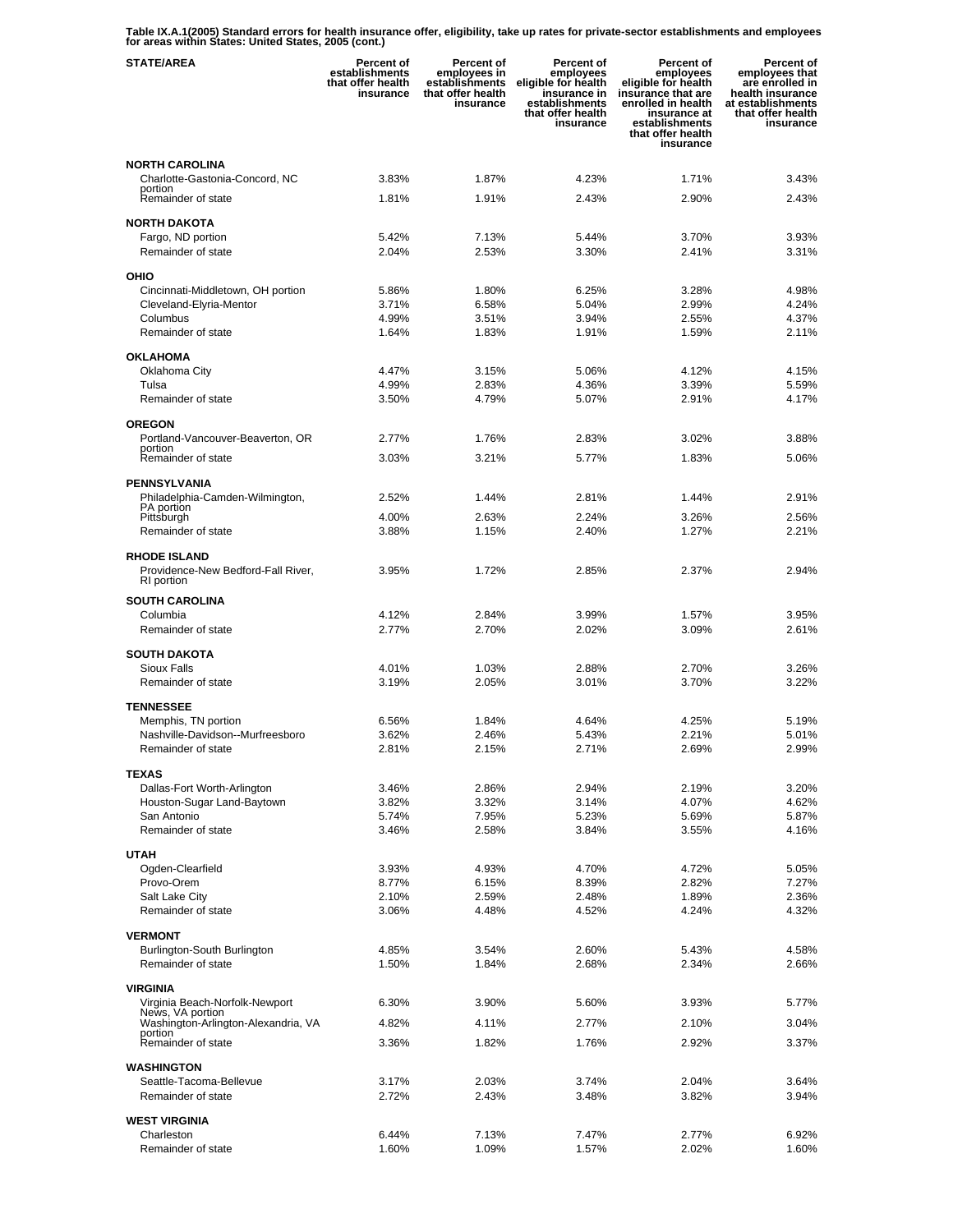**Table IX.A.1(2005) Standard errors for health insurance offer, eligibility, take up rates for private-sector establishments and employees for areas within States: United States, 2005 (cont.)**

| STATE/AREA | Percent of establishments that offer health insurance | Percent of employees in establishments that offer health insurance | Percent of employees eligible for health insurance in establishments that offer health insurance | Percent of employees eligible for health insurance that are enrolled in health insurance at establishments that offer health insurance | Percent of employees that are enrolled in health insurance at establishments that offer health insurance |
|---|---|---|---|---|---|
| **NORTH CAROLINA** | | | | | |
| Charlotte-Gastonia-Concord, NC portion | 3.83% | 1.87% | 4.23% | 1.71% | 3.43% |
| Remainder of state | 1.81% | 1.91% | 2.43% | 2.90% | 2.43% |
| **NORTH DAKOTA** | | | | | |
| Fargo, ND portion | 5.42% | 7.13% | 5.44% | 3.70% | 3.93% |
| Remainder of state | 2.04% | 2.53% | 3.30% | 2.41% | 3.31% |
| **OHIO** | | | | | |
| Cincinnati-Middletown, OH portion | 5.86% | 1.80% | 6.25% | 3.28% | 4.98% |
| Cleveland-Elyria-Mentor | 3.71% | 6.58% | 5.04% | 2.99% | 4.24% |
| Columbus | 4.99% | 3.51% | 3.94% | 2.55% | 4.37% |
| Remainder of state | 1.64% | 1.83% | 1.91% | 1.59% | 2.11% |
| **OKLAHOMA** | | | | | |
| Oklahoma City | 4.47% | 3.15% | 5.06% | 4.12% | 4.15% |
| Tulsa | 4.99% | 2.83% | 4.36% | 3.39% | 5.59% |
| Remainder of state | 3.50% | 4.79% | 5.07% | 2.91% | 4.17% |
| **OREGON** | | | | | |
| Portland-Vancouver-Beaverton, OR portion | 2.77% | 1.76% | 2.83% | 3.02% | 3.88% |
| Remainder of state | 3.03% | 3.21% | 5.77% | 1.83% | 5.06% |
| **PENNSYLVANIA** | | | | | |
| Philadelphia-Camden-Wilmington, PA portion | 2.52% | 1.44% | 2.81% | 1.44% | 2.91% |
| Pittsburgh | 4.00% | 2.63% | 2.24% | 3.26% | 2.56% |
| Remainder of state | 3.88% | 1.15% | 2.40% | 1.27% | 2.21% |
| **RHODE ISLAND** | | | | | |
| Providence-New Bedford-Fall River, RI portion | 3.95% | 1.72% | 2.85% | 2.37% | 2.94% |
| **SOUTH CAROLINA** | | | | | |
| Columbia | 4.12% | 2.84% | 3.99% | 1.57% | 3.95% |
| Remainder of state | 2.77% | 2.70% | 2.02% | 3.09% | 2.61% |
| **SOUTH DAKOTA** | | | | | |
| Sioux Falls | 4.01% | 1.03% | 2.88% | 2.70% | 3.26% |
| Remainder of state | 3.19% | 2.05% | 3.01% | 3.70% | 3.22% |
| **TENNESSEE** | | | | | |
| Memphis, TN portion | 6.56% | 1.84% | 4.64% | 4.25% | 5.19% |
| Nashville-Davidson--Murfreesboro | 3.62% | 2.46% | 5.43% | 2.21% | 5.01% |
| Remainder of state | 2.81% | 2.15% | 2.71% | 2.69% | 2.99% |
| **TEXAS** | | | | | |
| Dallas-Fort Worth-Arlington | 3.46% | 2.86% | 2.94% | 2.19% | 3.20% |
| Houston-Sugar Land-Baytown | 3.82% | 3.32% | 3.14% | 4.07% | 4.62% |
| San Antonio | 5.74% | 7.95% | 5.23% | 5.69% | 5.87% |
| Remainder of state | 3.46% | 2.58% | 3.84% | 3.55% | 4.16% |
| **UTAH** | | | | | |
| Ogden-Clearfield | 3.93% | 4.93% | 4.70% | 4.72% | 5.05% |
| Provo-Orem | 8.77% | 6.15% | 8.39% | 2.82% | 7.27% |
| Salt Lake City | 2.10% | 2.59% | 2.48% | 1.89% | 2.36% |
| Remainder of state | 3.06% | 4.48% | 4.52% | 4.24% | 4.32% |
| **VERMONT** | | | | | |
| Burlington-South Burlington | 4.85% | 3.54% | 2.60% | 5.43% | 4.58% |
| Remainder of state | 1.50% | 1.84% | 2.68% | 2.34% | 2.66% |
| **VIRGINIA** | | | | | |
| Virginia Beach-Norfolk-Newport News, VA portion | 6.30% | 3.90% | 5.60% | 3.93% | 5.77% |
| Washington-Arlington-Alexandria, VA portion | 4.82% | 4.11% | 2.77% | 2.10% | 3.04% |
| Remainder of state | 3.36% | 1.82% | 1.76% | 2.92% | 3.37% |
| **WASHINGTON** | | | | | |
| Seattle-Tacoma-Bellevue | 3.17% | 2.03% | 3.74% | 2.04% | 3.64% |
| Remainder of state | 2.72% | 2.43% | 3.48% | 3.82% | 3.94% |
| **WEST VIRGINIA** | | | | | |
| Charleston | 6.44% | 7.13% | 7.47% | 2.77% | 6.92% |
| Remainder of state | 1.60% | 1.09% | 1.57% | 2.02% | 1.60% |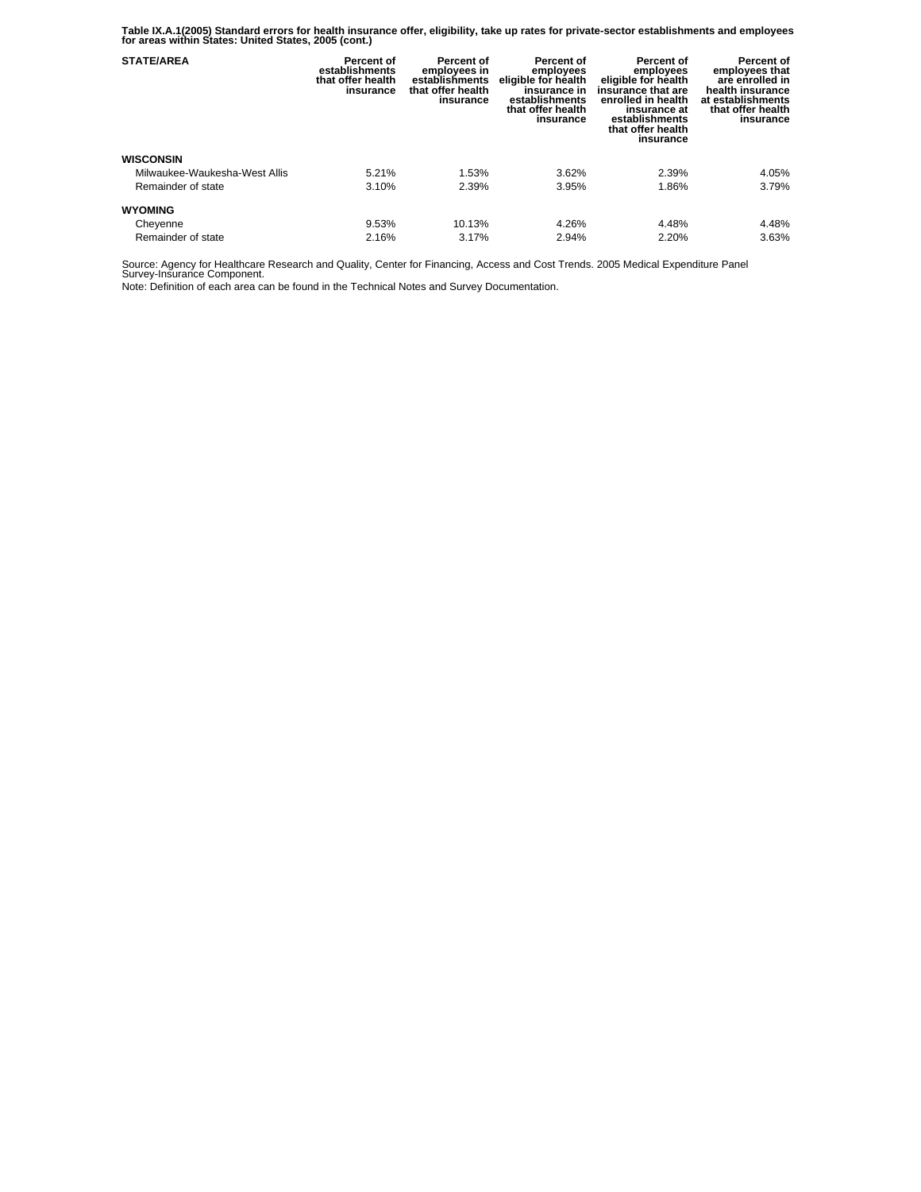**Table IX.A.1(2005) Standard errors for health insurance offer, eligibility, take up rates for private-sector establishments and employees for areas within States: United States, 2005 (cont.)**

| STATE/AREA | Percent of establishments that offer health insurance | Percent of employees in establishments that offer health insurance | Percent of employees eligible for health insurance in establishments that offer health insurance | Percent of employees eligible for health insurance that are enrolled in health insurance at establishments that offer health insurance | Percent of employees that are enrolled in health insurance at establishments that offer health insurance |
|---|---|---|---|---|---|
| **WISCONSIN** | | | | | |
| Milwaukee-Waukesha-West Allis | 5.21% | 1.53% | 3.62% | 2.39% | 4.05% |
| Remainder of state | 3.10% | 2.39% | 3.95% | 1.86% | 3.79% |
| **WYOMING** | | | | | |
| Cheyenne | 9.53% | 10.13% | 4.26% | 4.48% | 4.48% |
| Remainder of state | 2.16% | 3.17% | 2.94% | 2.20% | 3.63% |

Source: Agency for Healthcare Research and Quality, Center for Financing, Access and Cost Trends. 2005 Medical Expenditure Panel Survey-Insurance Component.

Note: Definition of each area can be found in the Technical Notes and Survey Documentation.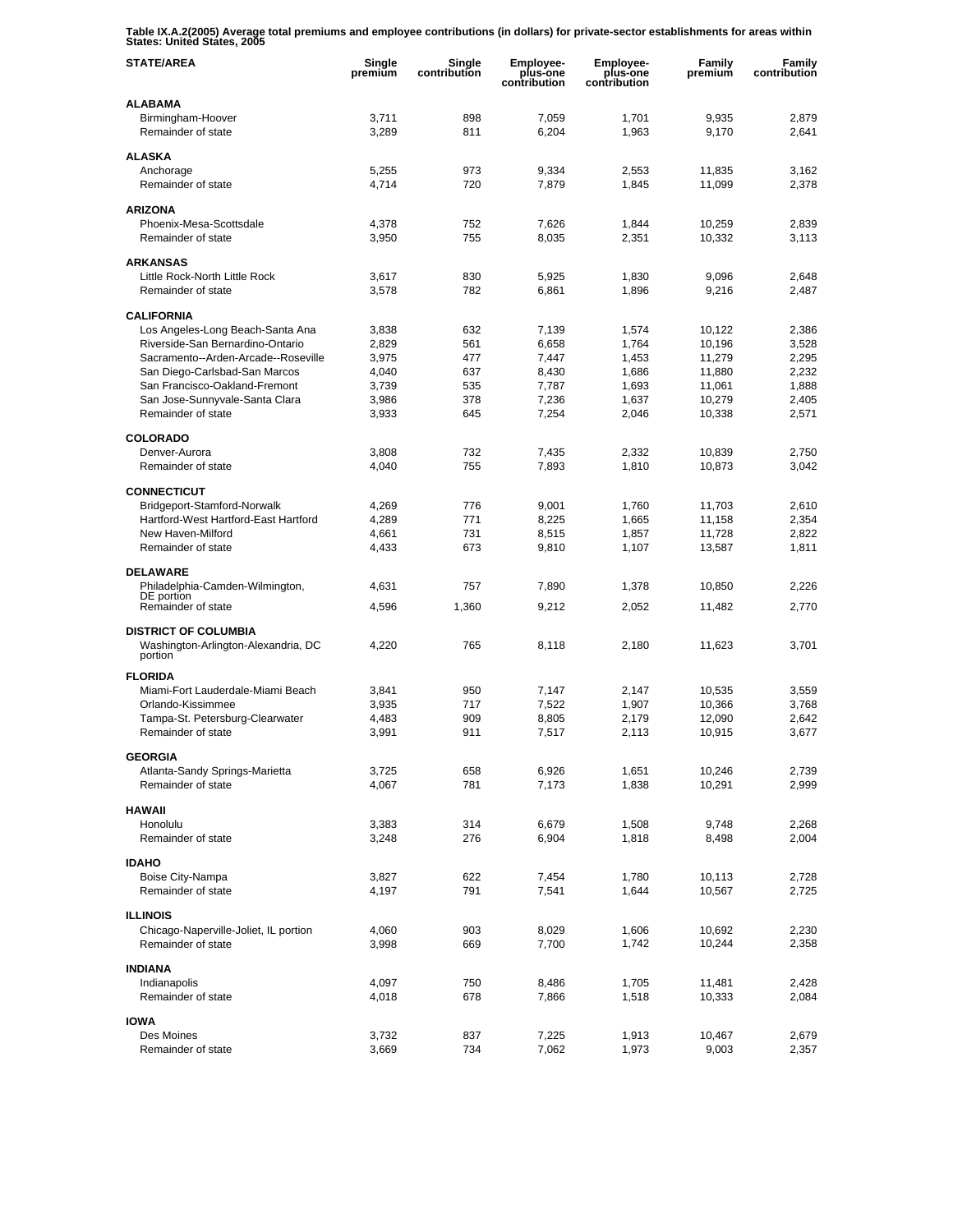**Table IX.A.2(2005) Average total premiums and employee contributions (in dollars) for private-sector establishments for areas within States: United States, 2005**

| STATE/AREA | Single premium | Single contribution | Employee-plus-one contribution | Employee-plus-one contribution | Family premium | Family contribution |
|---|---|---|---|---|---|---|
| **ALABAMA** | | | | | | |
| Birmingham-Hoover | 3,711 | 898 | 7,059 | 1,701 | 9,935 | 2,879 |
| Remainder of state | 3,289 | 811 | 6,204 | 1,963 | 9,170 | 2,641 |
| **ALASKA** | | | | | | |
| Anchorage | 5,255 | 973 | 9,334 | 2,553 | 11,835 | 3,162 |
| Remainder of state | 4,714 | 720 | 7,879 | 1,845 | 11,099 | 2,378 |
| **ARIZONA** | | | | | | |
| Phoenix-Mesa-Scottsdale | 4,378 | 752 | 7,626 | 1,844 | 10,259 | 2,839 |
| Remainder of state | 3,950 | 755 | 8,035 | 2,351 | 10,332 | 3,113 |
| **ARKANSAS** | | | | | | |
| Little Rock-North Little Rock | 3,617 | 830 | 5,925 | 1,830 | 9,096 | 2,648 |
| Remainder of state | 3,578 | 782 | 6,861 | 1,896 | 9,216 | 2,487 |
| **CALIFORNIA** | | | | | | |
| Los Angeles-Long Beach-Santa Ana | 3,838 | 632 | 7,139 | 1,574 | 10,122 | 2,386 |
| Riverside-San Bernardino-Ontario | 2,829 | 561 | 6,658 | 1,764 | 10,196 | 3,528 |
| Sacramento--Arden-Arcade--Roseville | 3,975 | 477 | 7,447 | 1,453 | 11,279 | 2,295 |
| San Diego-Carlsbad-San Marcos | 4,040 | 637 | 8,430 | 1,686 | 11,880 | 2,232 |
| San Francisco-Oakland-Fremont | 3,739 | 535 | 7,787 | 1,693 | 11,061 | 1,888 |
| San Jose-Sunnyvale-Santa Clara | 3,986 | 378 | 7,236 | 1,637 | 10,279 | 2,405 |
| Remainder of state | 3,933 | 645 | 7,254 | 2,046 | 10,338 | 2,571 |
| **COLORADO** | | | | | | |
| Denver-Aurora | 3,808 | 732 | 7,435 | 2,332 | 10,839 | 2,750 |
| Remainder of state | 4,040 | 755 | 7,893 | 1,810 | 10,873 | 3,042 |
| **CONNECTICUT** | | | | | | |
| Bridgeport-Stamford-Norwalk | 4,269 | 776 | 9,001 | 1,760 | 11,703 | 2,610 |
| Hartford-West Hartford-East Hartford | 4,289 | 771 | 8,225 | 1,665 | 11,158 | 2,354 |
| New Haven-Milford | 4,661 | 731 | 8,515 | 1,857 | 11,728 | 2,822 |
| Remainder of state | 4,433 | 673 | 9,810 | 1,107 | 13,587 | 1,811 |
| **DELAWARE** | | | | | | |
| Philadelphia-Camden-Wilmington, DE portion | 4,631 | 757 | 7,890 | 1,378 | 10,850 | 2,226 |
| Remainder of state | 4,596 | 1,360 | 9,212 | 2,052 | 11,482 | 2,770 |
| **DISTRICT OF COLUMBIA** | | | | | | |
| Washington-Arlington-Alexandria, DC portion | 4,220 | 765 | 8,118 | 2,180 | 11,623 | 3,701 |
| **FLORIDA** | | | | | | |
| Miami-Fort Lauderdale-Miami Beach | 3,841 | 950 | 7,147 | 2,147 | 10,535 | 3,559 |
| Orlando-Kissimmee | 3,935 | 717 | 7,522 | 1,907 | 10,366 | 3,768 |
| Tampa-St. Petersburg-Clearwater | 4,483 | 909 | 8,805 | 2,179 | 12,090 | 2,642 |
| Remainder of state | 3,991 | 911 | 7,517 | 2,113 | 10,915 | 3,677 |
| **GEORGIA** | | | | | | |
| Atlanta-Sandy Springs-Marietta | 3,725 | 658 | 6,926 | 1,651 | 10,246 | 2,739 |
| Remainder of state | 4,067 | 781 | 7,173 | 1,838 | 10,291 | 2,999 |
| **HAWAII** | | | | | | |
| Honolulu | 3,383 | 314 | 6,679 | 1,508 | 9,748 | 2,268 |
| Remainder of state | 3,248 | 276 | 6,904 | 1,818 | 8,498 | 2,004 |
| **IDAHO** | | | | | | |
| Boise City-Nampa | 3,827 | 622 | 7,454 | 1,780 | 10,113 | 2,728 |
| Remainder of state | 4,197 | 791 | 7,541 | 1,644 | 10,567 | 2,725 |
| **ILLINOIS** | | | | | | |
| Chicago-Naperville-Joliet, IL portion | 4,060 | 903 | 8,029 | 1,606 | 10,692 | 2,230 |
| Remainder of state | 3,998 | 669 | 7,700 | 1,742 | 10,244 | 2,358 |
| **INDIANA** | | | | | | |
| Indianapolis | 4,097 | 750 | 8,486 | 1,705 | 11,481 | 2,428 |
| Remainder of state | 4,018 | 678 | 7,866 | 1,518 | 10,333 | 2,084 |
| **IOWA** | | | | | | |
| Des Moines | 3,732 | 837 | 7,225 | 1,913 | 10,467 | 2,679 |
| Remainder of state | 3,669 | 734 | 7,062 | 1,973 | 9,003 | 2,357 |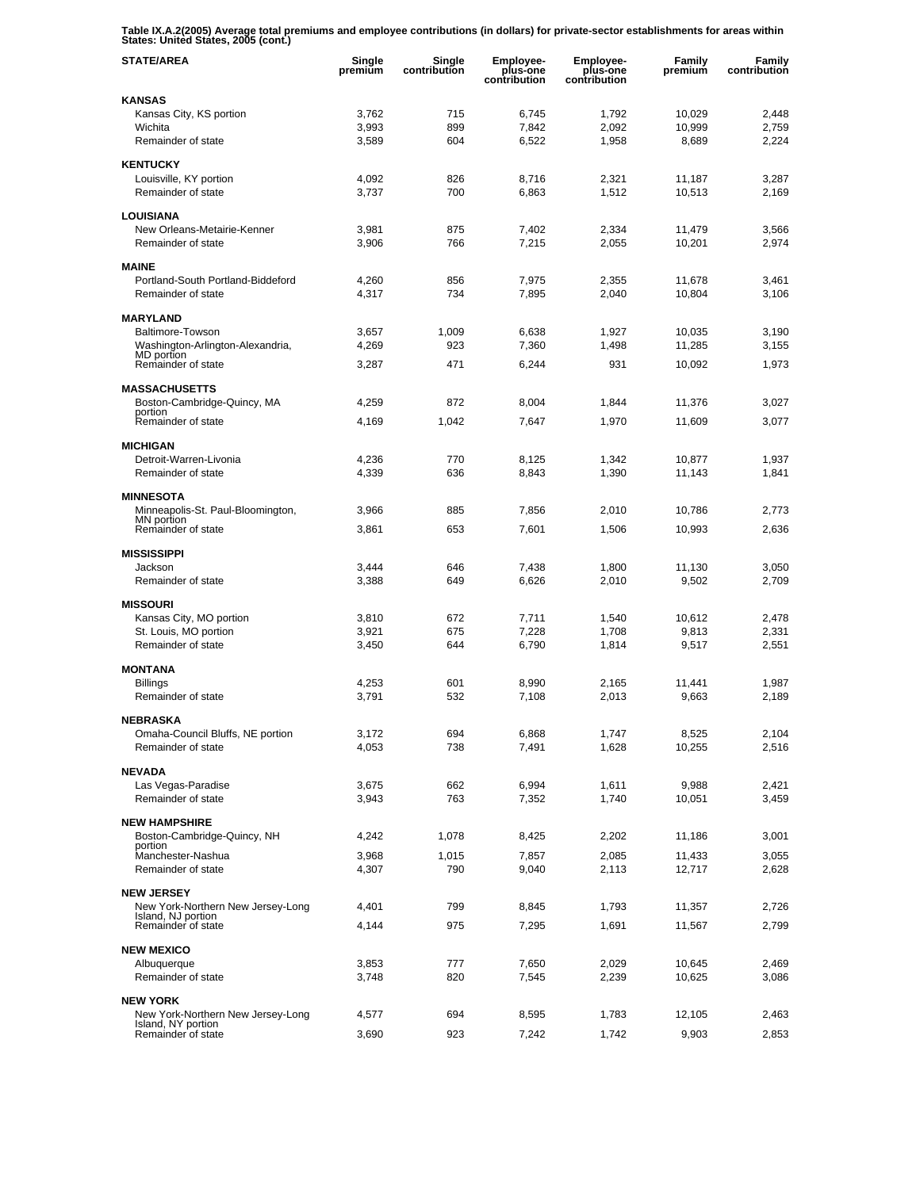**Table IX.A.2(2005) Average total premiums and employee contributions (in dollars) for private-sector establishments for areas within States: United States, 2005 (cont.)**

| STATE/AREA | Single premium | Single contribution | Employee-plus-one contribution | Employee-plus-one contribution | Family premium | Family contribution |
|---|---|---|---|---|---|---|
| **KANSAS** | | | | | | |
| Kansas City, KS portion | 3,762 | 715 | 6,745 | 1,792 | 10,029 | 2,448 |
| Wichita | 3,993 | 899 | 7,842 | 2,092 | 10,999 | 2,759 |
| Remainder of state | 3,589 | 604 | 6,522 | 1,958 | 8,689 | 2,224 |
| **KENTUCKY** | | | | | | |
| Louisville, KY portion | 4,092 | 826 | 8,716 | 2,321 | 11,187 | 3,287 |
| Remainder of state | 3,737 | 700 | 6,863 | 1,512 | 10,513 | 2,169 |
| **LOUISIANA** | | | | | | |
| New Orleans-Metairie-Kenner | 3,981 | 875 | 7,402 | 2,334 | 11,479 | 3,566 |
| Remainder of state | 3,906 | 766 | 7,215 | 2,055 | 10,201 | 2,974 |
| **MAINE** | | | | | | |
| Portland-South Portland-Biddeford | 4,260 | 856 | 7,975 | 2,355 | 11,678 | 3,461 |
| Remainder of state | 4,317 | 734 | 7,895 | 2,040 | 10,804 | 3,106 |
| **MARYLAND** | | | | | | |
| Baltimore-Towson | 3,657 | 1,009 | 6,638 | 1,927 | 10,035 | 3,190 |
| Washington-Arlington-Alexandria, MD portion | 4,269 | 923 | 7,360 | 1,498 | 11,285 | 3,155 |
| Remainder of state | 3,287 | 471 | 6,244 | 931 | 10,092 | 1,973 |
| **MASSACHUSETTS** | | | | | | |
| Boston-Cambridge-Quincy, MA portion | 4,259 | 872 | 8,004 | 1,844 | 11,376 | 3,027 |
| Remainder of state | 4,169 | 1,042 | 7,647 | 1,970 | 11,609 | 3,077 |
| **MICHIGAN** | | | | | | |
| Detroit-Warren-Livonia | 4,236 | 770 | 8,125 | 1,342 | 10,877 | 1,937 |
| Remainder of state | 4,339 | 636 | 8,843 | 1,390 | 11,143 | 1,841 |
| **MINNESOTA** | | | | | | |
| Minneapolis-St. Paul-Bloomington, MN portion | 3,966 | 885 | 7,856 | 2,010 | 10,786 | 2,773 |
| Remainder of state | 3,861 | 653 | 7,601 | 1,506 | 10,993 | 2,636 |
| **MISSISSIPPI** | | | | | | |
| Jackson | 3,444 | 646 | 7,438 | 1,800 | 11,130 | 3,050 |
| Remainder of state | 3,388 | 649 | 6,626 | 2,010 | 9,502 | 2,709 |
| **MISSOURI** | | | | | | |
| Kansas City, MO portion | 3,810 | 672 | 7,711 | 1,540 | 10,612 | 2,478 |
| St. Louis, MO portion | 3,921 | 675 | 7,228 | 1,708 | 9,813 | 2,331 |
| Remainder of state | 3,450 | 644 | 6,790 | 1,814 | 9,517 | 2,551 |
| **MONTANA** | | | | | | |
| Billings | 4,253 | 601 | 8,990 | 2,165 | 11,441 | 1,987 |
| Remainder of state | 3,791 | 532 | 7,108 | 2,013 | 9,663 | 2,189 |
| **NEBRASKA** | | | | | | |
| Omaha-Council Bluffs, NE portion | 3,172 | 694 | 6,868 | 1,747 | 8,525 | 2,104 |
| Remainder of state | 4,053 | 738 | 7,491 | 1,628 | 10,255 | 2,516 |
| **NEVADA** | | | | | | |
| Las Vegas-Paradise | 3,675 | 662 | 6,994 | 1,611 | 9,988 | 2,421 |
| Remainder of state | 3,943 | 763 | 7,352 | 1,740 | 10,051 | 3,459 |
| **NEW HAMPSHIRE** | | | | | | |
| Boston-Cambridge-Quincy, NH portion | 4,242 | 1,078 | 8,425 | 2,202 | 11,186 | 3,001 |
| Manchester-Nashua | 3,968 | 1,015 | 7,857 | 2,085 | 11,433 | 3,055 |
| Remainder of state | 4,307 | 790 | 9,040 | 2,113 | 12,717 | 2,628 |
| **NEW JERSEY** | | | | | | |
| New York-Northern New Jersey-Long Island, NJ portion | 4,401 | 799 | 8,845 | 1,793 | 11,357 | 2,726 |
| Remainder of state | 4,144 | 975 | 7,295 | 1,691 | 11,567 | 2,799 |
| **NEW MEXICO** | | | | | | |
| Albuquerque | 3,853 | 777 | 7,650 | 2,029 | 10,645 | 2,469 |
| Remainder of state | 3,748 | 820 | 7,545 | 2,239 | 10,625 | 3,086 |
| **NEW YORK** | | | | | | |
| New York-Northern New Jersey-Long Island, NY portion | 4,577 | 694 | 8,595 | 1,783 | 12,105 | 2,463 |
| Remainder of state | 3,690 | 923 | 7,242 | 1,742 | 9,903 | 2,853 |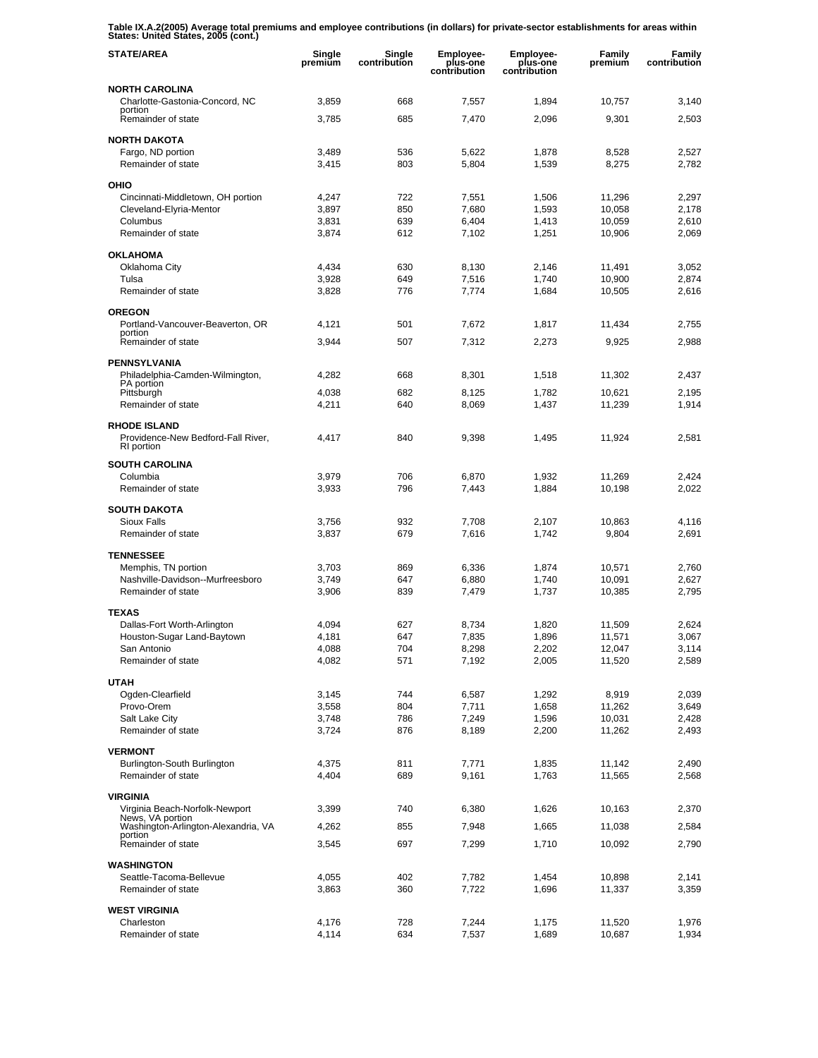**Table IX.A.2(2005) Average total premiums and employee contributions (in dollars) for private-sector establishments for areas within States: United States, 2005 (cont.)**

| STATE/AREA | Single premium | Single contribution | Employee-plus-one contribution | Employee-plus-one contribution | Family premium | Family contribution |
|---|---|---|---|---|---|---|
| **NORTH CAROLINA** | | | | | | |
| Charlotte-Gastonia-Concord, NC portion | 3,859 | 668 | 7,557 | 1,894 | 10,757 | 3,140 |
| Remainder of state | 3,785 | 685 | 7,470 | 2,096 | 9,301 | 2,503 |
| **NORTH DAKOTA** | | | | | | |
| Fargo, ND portion | 3,489 | 536 | 5,622 | 1,878 | 8,528 | 2,527 |
| Remainder of state | 3,415 | 803 | 5,804 | 1,539 | 8,275 | 2,782 |
| **OHIO** | | | | | | |
| Cincinnati-Middletown, OH portion | 4,247 | 722 | 7,551 | 1,506 | 11,296 | 2,297 |
| Cleveland-Elyria-Mentor | 3,897 | 850 | 7,680 | 1,593 | 10,058 | 2,178 |
| Columbus | 3,831 | 639 | 6,404 | 1,413 | 10,059 | 2,610 |
| Remainder of state | 3,874 | 612 | 7,102 | 1,251 | 10,906 | 2,069 |
| **OKLAHOMA** | | | | | | |
| Oklahoma City | 4,434 | 630 | 8,130 | 2,146 | 11,491 | 3,052 |
| Tulsa | 3,928 | 649 | 7,516 | 1,740 | 10,900 | 2,874 |
| Remainder of state | 3,828 | 776 | 7,774 | 1,684 | 10,505 | 2,616 |
| **OREGON** | | | | | | |
| Portland-Vancouver-Beaverton, OR portion | 4,121 | 501 | 7,672 | 1,817 | 11,434 | 2,755 |
| Remainder of state | 3,944 | 507 | 7,312 | 2,273 | 9,925 | 2,988 |
| **PENNSYLVANIA** | | | | | | |
| Philadelphia-Camden-Wilmington, PA portion | 4,282 | 668 | 8,301 | 1,518 | 11,302 | 2,437 |
| Pittsburgh | 4,038 | 682 | 8,125 | 1,782 | 10,621 | 2,195 |
| Remainder of state | 4,211 | 640 | 8,069 | 1,437 | 11,239 | 1,914 |
| **RHODE ISLAND** | | | | | | |
| Providence-New Bedford-Fall River, RI portion | 4,417 | 840 | 9,398 | 1,495 | 11,924 | 2,581 |
| **SOUTH CAROLINA** | | | | | | |
| Columbia | 3,979 | 706 | 6,870 | 1,932 | 11,269 | 2,424 |
| Remainder of state | 3,933 | 796 | 7,443 | 1,884 | 10,198 | 2,022 |
| **SOUTH DAKOTA** | | | | | | |
| Sioux Falls | 3,756 | 932 | 7,708 | 2,107 | 10,863 | 4,116 |
| Remainder of state | 3,837 | 679 | 7,616 | 1,742 | 9,804 | 2,691 |
| **TENNESSEE** | | | | | | |
| Memphis, TN portion | 3,703 | 869 | 6,336 | 1,874 | 10,571 | 2,760 |
| Nashville-Davidson--Murfreesboro | 3,749 | 647 | 6,880 | 1,740 | 10,091 | 2,627 |
| Remainder of state | 3,906 | 839 | 7,479 | 1,737 | 10,385 | 2,795 |
| **TEXAS** | | | | | | |
| Dallas-Fort Worth-Arlington | 4,094 | 627 | 8,734 | 1,820 | 11,509 | 2,624 |
| Houston-Sugar Land-Baytown | 4,181 | 647 | 7,835 | 1,896 | 11,571 | 3,067 |
| San Antonio | 4,088 | 704 | 8,298 | 2,202 | 12,047 | 3,114 |
| Remainder of state | 4,082 | 571 | 7,192 | 2,005 | 11,520 | 2,589 |
| **UTAH** | | | | | | |
| Ogden-Clearfield | 3,145 | 744 | 6,587 | 1,292 | 8,919 | 2,039 |
| Provo-Orem | 3,558 | 804 | 7,711 | 1,658 | 11,262 | 3,649 |
| Salt Lake City | 3,748 | 786 | 7,249 | 1,596 | 10,031 | 2,428 |
| Remainder of state | 3,724 | 876 | 8,189 | 2,200 | 11,262 | 2,493 |
| **VERMONT** | | | | | | |
| Burlington-South Burlington | 4,375 | 811 | 7,771 | 1,835 | 11,142 | 2,490 |
| Remainder of state | 4,404 | 689 | 9,161 | 1,763 | 11,565 | 2,568 |
| **VIRGINIA** | | | | | | |
| Virginia Beach-Norfolk-Newport News, VA portion | 3,399 | 740 | 6,380 | 1,626 | 10,163 | 2,370 |
| Washington-Arlington-Alexandria, VA portion | 4,262 | 855 | 7,948 | 1,665 | 11,038 | 2,584 |
| Remainder of state | 3,545 | 697 | 7,299 | 1,710 | 10,092 | 2,790 |
| **WASHINGTON** | | | | | | |
| Seattle-Tacoma-Bellevue | 4,055 | 402 | 7,782 | 1,454 | 10,898 | 2,141 |
| Remainder of state | 3,863 | 360 | 7,722 | 1,696 | 11,337 | 3,359 |
| **WEST VIRGINIA** | | | | | | |
| Charleston | 4,176 | 728 | 7,244 | 1,175 | 11,520 | 1,976 |
| Remainder of state | 4,114 | 634 | 7,537 | 1,689 | 10,687 | 1,934 |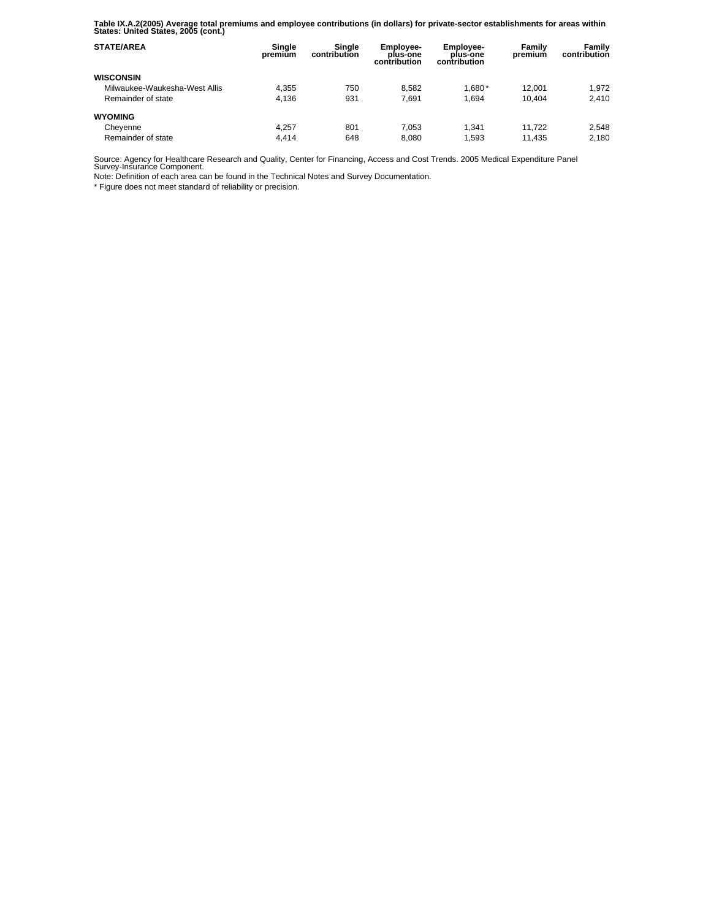**Table IX.A.2(2005) Average total premiums and employee contributions (in dollars) for private-sector establishments for areas within States: United States, 2005 (cont.)**

| STATE/AREA | Single premium | Single contribution | Employee-plus-one contribution | Employee-plus-one contribution | Family premium | Family contribution |
|---|---|---|---|---|---|---|
| **WISCONSIN** | | | | | | |
| Milwaukee-Waukesha-West Allis | 4,355 | 750 | 8,582 | 1,680* | 12,001 | 1,972 |
| Remainder of state | 4,136 | 931 | 7,691 | 1,694 | 10,404 | 2,410 |
| **WYOMING** | | | | | | |
| Cheyenne | 4,257 | 801 | 7,053 | 1,341 | 11,722 | 2,548 |
| Remainder of state | 4,414 | 648 | 8,080 | 1,593 | 11,435 | 2,180 |

Source: Agency for Healthcare Research and Quality, Center for Financing, Access and Cost Trends. 2005 Medical Expenditure Panel Survey-Insurance Component.

Note: Definition of each area can be found in the Technical Notes and Survey Documentation.

* Figure does not meet standard of reliability or precision.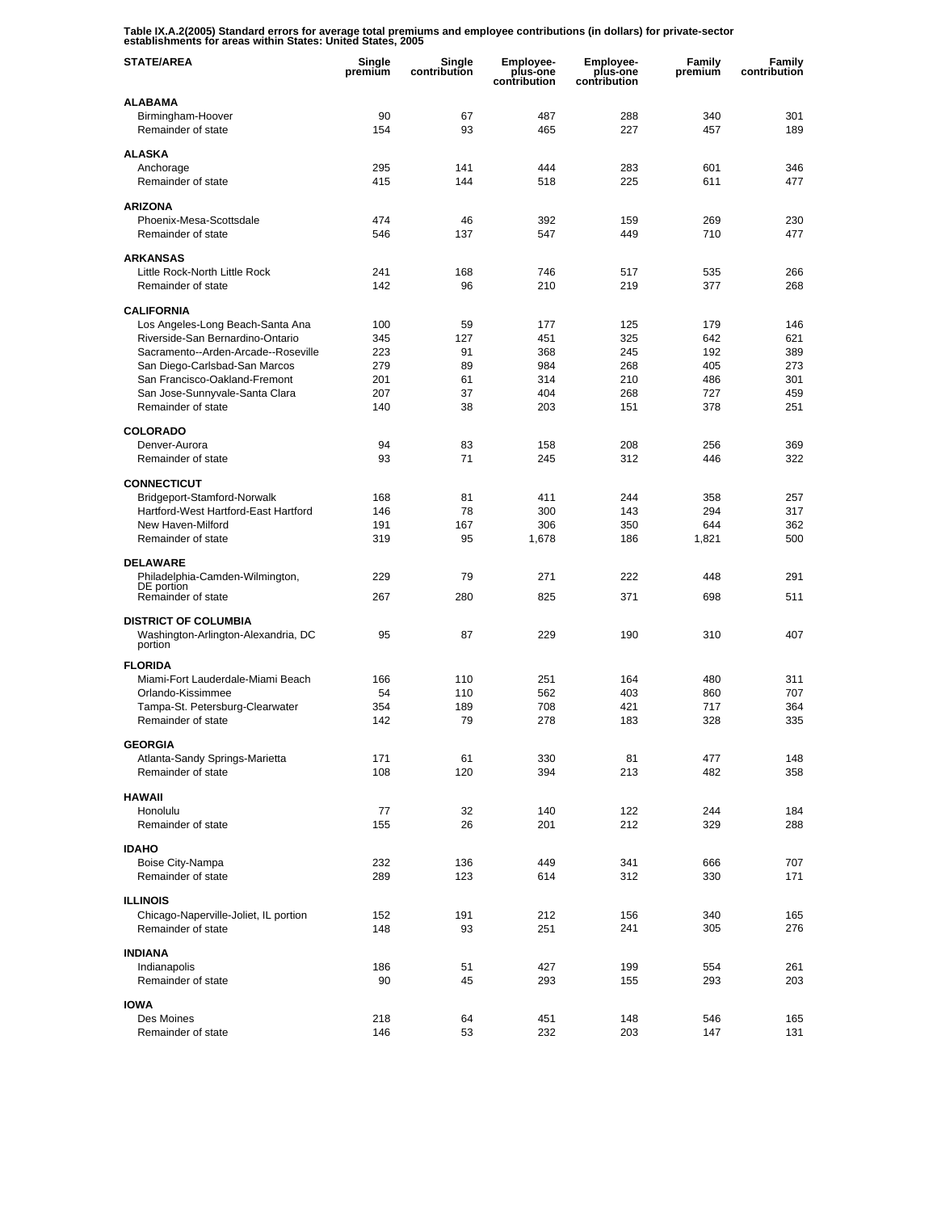**Table IX.A.2(2005) Standard errors for average total premiums and employee contributions (in dollars) for private-sector establishments for areas within States: United States, 2005**

| STATE/AREA | Single premium | Single contribution | Employee-plus-one contribution | Employee-plus-one contribution | Family premium | Family contribution |
|---|---|---|---|---|---|---|
| **ALABAMA** | | | | | | |
| Birmingham-Hoover | 90 | 67 | 487 | 288 | 340 | 301 |
| Remainder of state | 154 | 93 | 465 | 227 | 457 | 189 |
| **ALASKA** | | | | | | |
| Anchorage | 295 | 141 | 444 | 283 | 601 | 346 |
| Remainder of state | 415 | 144 | 518 | 225 | 611 | 477 |
| **ARIZONA** | | | | | | |
| Phoenix-Mesa-Scottsdale | 474 | 46 | 392 | 159 | 269 | 230 |
| Remainder of state | 546 | 137 | 547 | 449 | 710 | 477 |
| **ARKANSAS** | | | | | | |
| Little Rock-North Little Rock | 241 | 168 | 746 | 517 | 535 | 266 |
| Remainder of state | 142 | 96 | 210 | 219 | 377 | 268 |
| **CALIFORNIA** | | | | | | |
| Los Angeles-Long Beach-Santa Ana | 100 | 59 | 177 | 125 | 179 | 146 |
| Riverside-San Bernardino-Ontario | 345 | 127 | 451 | 325 | 642 | 621 |
| Sacramento--Arden-Arcade--Roseville | 223 | 91 | 368 | 245 | 192 | 389 |
| San Diego-Carlsbad-San Marcos | 279 | 89 | 984 | 268 | 405 | 273 |
| San Francisco-Oakland-Fremont | 201 | 61 | 314 | 210 | 486 | 301 |
| San Jose-Sunnyvale-Santa Clara | 207 | 37 | 404 | 268 | 727 | 459 |
| Remainder of state | 140 | 38 | 203 | 151 | 378 | 251 |
| **COLORADO** | | | | | | |
| Denver-Aurora | 94 | 83 | 158 | 208 | 256 | 369 |
| Remainder of state | 93 | 71 | 245 | 312 | 446 | 322 |
| **CONNECTICUT** | | | | | | |
| Bridgeport-Stamford-Norwalk | 168 | 81 | 411 | 244 | 358 | 257 |
| Hartford-West Hartford-East Hartford | 146 | 78 | 300 | 143 | 294 | 317 |
| New Haven-Milford | 191 | 167 | 306 | 350 | 644 | 362 |
| Remainder of state | 319 | 95 | 1,678 | 186 | 1,821 | 500 |
| **DELAWARE** | | | | | | |
| Philadelphia-Camden-Wilmington, DE portion | 229 | 79 | 271 | 222 | 448 | 291 |
| Remainder of state | 267 | 280 | 825 | 371 | 698 | 511 |
| **DISTRICT OF COLUMBIA** | | | | | | |
| Washington-Arlington-Alexandria, DC portion | 95 | 87 | 229 | 190 | 310 | 407 |
| **FLORIDA** | | | | | | |
| Miami-Fort Lauderdale-Miami Beach | 166 | 110 | 251 | 164 | 480 | 311 |
| Orlando-Kissimmee | 54 | 110 | 562 | 403 | 860 | 707 |
| Tampa-St. Petersburg-Clearwater | 354 | 189 | 708 | 421 | 717 | 364 |
| Remainder of state | 142 | 79 | 278 | 183 | 328 | 335 |
| **GEORGIA** | | | | | | |
| Atlanta-Sandy Springs-Marietta | 171 | 61 | 330 | 81 | 477 | 148 |
| Remainder of state | 108 | 120 | 394 | 213 | 482 | 358 |
| **HAWAII** | | | | | | |
| Honolulu | 77 | 32 | 140 | 122 | 244 | 184 |
| Remainder of state | 155 | 26 | 201 | 212 | 329 | 288 |
| **IDAHO** | | | | | | |
| Boise City-Nampa | 232 | 136 | 449 | 341 | 666 | 707 |
| Remainder of state | 289 | 123 | 614 | 312 | 330 | 171 |
| **ILLINOIS** | | | | | | |
| Chicago-Naperville-Joliet, IL portion | 152 | 191 | 212 | 156 | 340 | 165 |
| Remainder of state | 148 | 93 | 251 | 241 | 305 | 276 |
| **INDIANA** | | | | | | |
| Indianapolis | 186 | 51 | 427 | 199 | 554 | 261 |
| Remainder of state | 90 | 45 | 293 | 155 | 293 | 203 |
| **IOWA** | | | | | | |
| Des Moines | 218 | 64 | 451 | 148 | 546 | 165 |
| Remainder of state | 146 | 53 | 232 | 203 | 147 | 131 |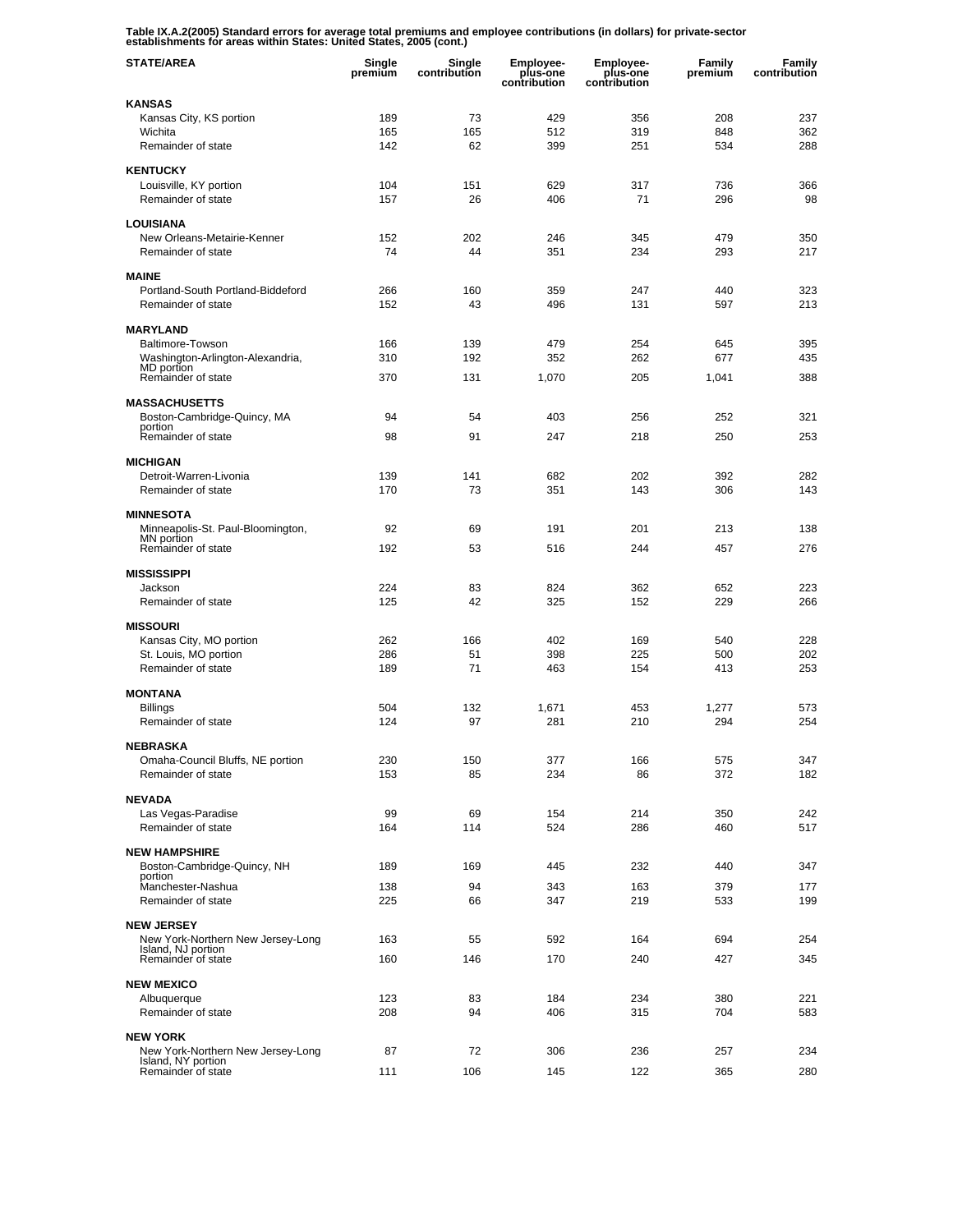**Table IX.A.2(2005) Standard errors for average total premiums and employee contributions (in dollars) for private-sector establishments for areas within States: United States, 2005 (cont.)**

| STATE/AREA | Single premium | Single contribution | Employee-plus-one contribution | Employee-plus-one contribution | Family premium | Family contribution |
|---|---|---|---|---|---|---|
| **KANSAS** | | | | | | |
| Kansas City, KS portion | 189 | 73 | 429 | 356 | 208 | 237 |
| Wichita | 165 | 165 | 512 | 319 | 848 | 362 |
| Remainder of state | 142 | 62 | 399 | 251 | 534 | 288 |
| **KENTUCKY** | | | | | | |
| Louisville, KY portion | 104 | 151 | 629 | 317 | 736 | 366 |
| Remainder of state | 157 | 26 | 406 | 71 | 296 | 98 |
| **LOUISIANA** | | | | | | |
| New Orleans-Metairie-Kenner | 152 | 202 | 246 | 345 | 479 | 350 |
| Remainder of state | 74 | 44 | 351 | 234 | 293 | 217 |
| **MAINE** | | | | | | |
| Portland-South Portland-Biddeford | 266 | 160 | 359 | 247 | 440 | 323 |
| Remainder of state | 152 | 43 | 496 | 131 | 597 | 213 |
| **MARYLAND** | | | | | | |
| Baltimore-Towson | 166 | 139 | 479 | 254 | 645 | 395 |
| Washington-Arlington-Alexandria, MD portion | 310 | 192 | 352 | 262 | 677 | 435 |
| Remainder of state | 370 | 131 | 1,070 | 205 | 1,041 | 388 |
| **MASSACHUSETTS** | | | | | | |
| Boston-Cambridge-Quincy, MA portion | 94 | 54 | 403 | 256 | 252 | 321 |
| Remainder of state | 98 | 91 | 247 | 218 | 250 | 253 |
| **MICHIGAN** | | | | | | |
| Detroit-Warren-Livonia | 139 | 141 | 682 | 202 | 392 | 282 |
| Remainder of state | 170 | 73 | 351 | 143 | 306 | 143 |
| **MINNESOTA** | | | | | | |
| Minneapolis-St. Paul-Bloomington, MN portion | 92 | 69 | 191 | 201 | 213 | 138 |
| Remainder of state | 192 | 53 | 516 | 244 | 457 | 276 |
| **MISSISSIPPI** | | | | | | |
| Jackson | 224 | 83 | 824 | 362 | 652 | 223 |
| Remainder of state | 125 | 42 | 325 | 152 | 229 | 266 |
| **MISSOURI** | | | | | | |
| Kansas City, MO portion | 262 | 166 | 402 | 169 | 540 | 228 |
| St. Louis, MO portion | 286 | 51 | 398 | 225 | 500 | 202 |
| Remainder of state | 189 | 71 | 463 | 154 | 413 | 253 |
| **MONTANA** | | | | | | |
| Billings | 504 | 132 | 1,671 | 453 | 1,277 | 573 |
| Remainder of state | 124 | 97 | 281 | 210 | 294 | 254 |
| **NEBRASKA** | | | | | | |
| Omaha-Council Bluffs, NE portion | 230 | 150 | 377 | 166 | 575 | 347 |
| Remainder of state | 153 | 85 | 234 | 86 | 372 | 182 |
| **NEVADA** | | | | | | |
| Las Vegas-Paradise | 99 | 69 | 154 | 214 | 350 | 242 |
| Remainder of state | 164 | 114 | 524 | 286 | 460 | 517 |
| **NEW HAMPSHIRE** | | | | | | |
| Boston-Cambridge-Quincy, NH portion | 189 | 169 | 445 | 232 | 440 | 347 |
| Manchester-Nashua | 138 | 94 | 343 | 163 | 379 | 177 |
| Remainder of state | 225 | 66 | 347 | 219 | 533 | 199 |
| **NEW JERSEY** | | | | | | |
| New York-Northern New Jersey-Long Island, NJ portion | 163 | 55 | 592 | 164 | 694 | 254 |
| Remainder of state | 160 | 146 | 170 | 240 | 427 | 345 |
| **NEW MEXICO** | | | | | | |
| Albuquerque | 123 | 83 | 184 | 234 | 380 | 221 |
| Remainder of state | 208 | 94 | 406 | 315 | 704 | 583 |
| **NEW YORK** | | | | | | |
| New York-Northern New Jersey-Long Island, NY portion | 87 | 72 | 306 | 236 | 257 | 234 |
| Remainder of state | 111 | 106 | 145 | 122 | 365 | 280 |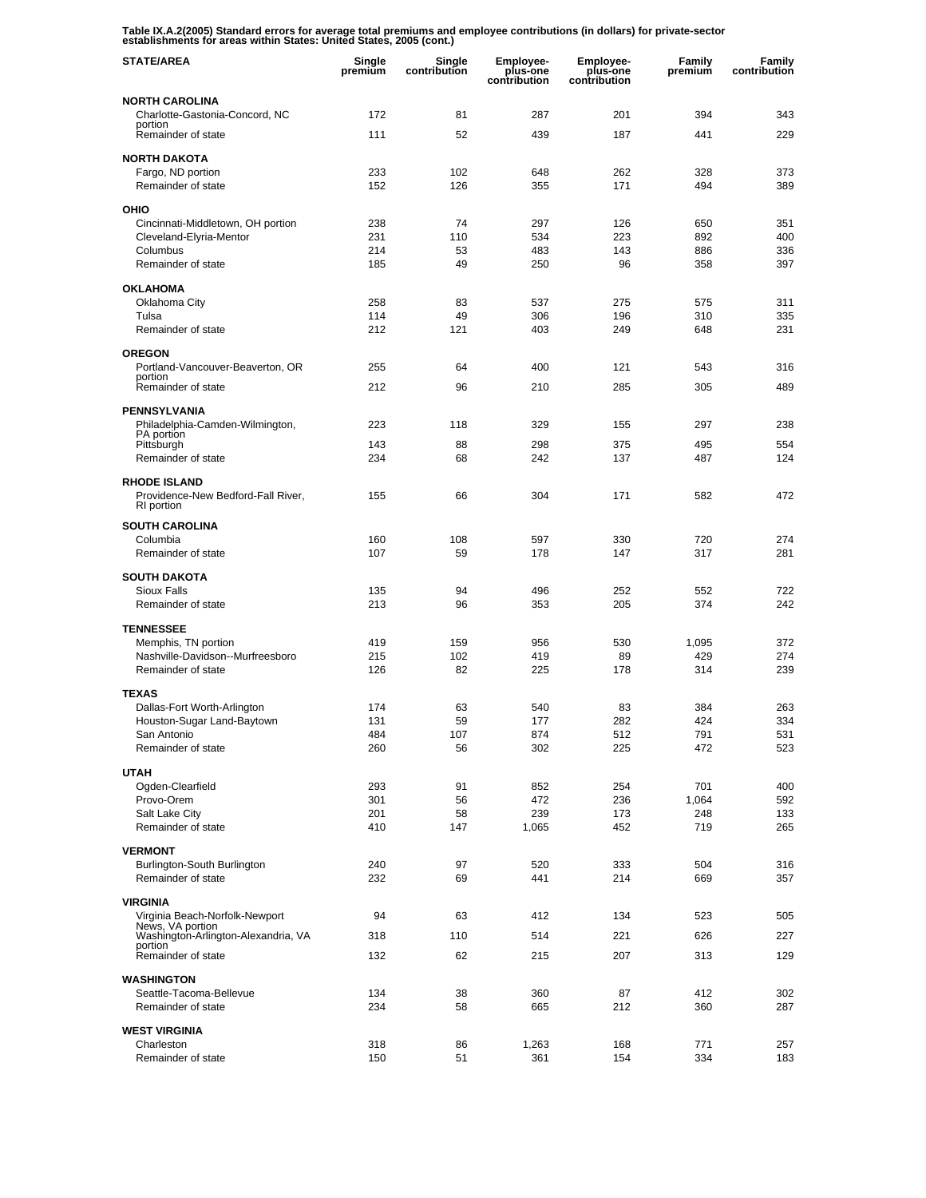Table IX.A.2(2005) Standard errors for average total premiums and employee contributions (in dollars) for private-sector establishments for areas within States: United States, 2005 (cont.)

| STATE/AREA | Single premium | Single contribution | Employee-plus-one contribution | Employee-plus-one contribution | Family premium | Family contribution |
|---|---|---|---|---|---|---|
| **NORTH CAROLINA** | | | | | | |
| Charlotte-Gastonia-Concord, NC portion | 172 | 81 | 287 | 201 | 394 | 343 |
| Remainder of state | 111 | 52 | 439 | 187 | 441 | 229 |
| **NORTH DAKOTA** | | | | | | |
| Fargo, ND portion | 233 | 102 | 648 | 262 | 328 | 373 |
| Remainder of state | 152 | 126 | 355 | 171 | 494 | 389 |
| **OHIO** | | | | | | |
| Cincinnati-Middletown, OH portion | 238 | 74 | 297 | 126 | 650 | 351 |
| Cleveland-Elyria-Mentor | 231 | 110 | 534 | 223 | 892 | 400 |
| Columbus | 214 | 53 | 483 | 143 | 886 | 336 |
| Remainder of state | 185 | 49 | 250 | 96 | 358 | 397 |
| **OKLAHOMA** | | | | | | |
| Oklahoma City | 258 | 83 | 537 | 275 | 575 | 311 |
| Tulsa | 114 | 49 | 306 | 196 | 310 | 335 |
| Remainder of state | 212 | 121 | 403 | 249 | 648 | 231 |
| **OREGON** | | | | | | |
| Portland-Vancouver-Beaverton, OR portion | 255 | 64 | 400 | 121 | 543 | 316 |
| Remainder of state | 212 | 96 | 210 | 285 | 305 | 489 |
| **PENNSYLVANIA** | | | | | | |
| Philadelphia-Camden-Wilmington, PA portion | 223 | 118 | 329 | 155 | 297 | 238 |
| Pittsburgh | 143 | 88 | 298 | 375 | 495 | 554 |
| Remainder of state | 234 | 68 | 242 | 137 | 487 | 124 |
| **RHODE ISLAND** | | | | | | |
| Providence-New Bedford-Fall River, RI portion | 155 | 66 | 304 | 171 | 582 | 472 |
| **SOUTH CAROLINA** | | | | | | |
| Columbia | 160 | 108 | 597 | 330 | 720 | 274 |
| Remainder of state | 107 | 59 | 178 | 147 | 317 | 281 |
| **SOUTH DAKOTA** | | | | | | |
| Sioux Falls | 135 | 94 | 496 | 252 | 552 | 722 |
| Remainder of state | 213 | 96 | 353 | 205 | 374 | 242 |
| **TENNESSEE** | | | | | | |
| Memphis, TN portion | 419 | 159 | 956 | 530 | 1,095 | 372 |
| Nashville-Davidson--Murfreesboro | 215 | 102 | 419 | 89 | 429 | 274 |
| Remainder of state | 126 | 82 | 225 | 178 | 314 | 239 |
| **TEXAS** | | | | | | |
| Dallas-Fort Worth-Arlington | 174 | 63 | 540 | 83 | 384 | 263 |
| Houston-Sugar Land-Baytown | 131 | 59 | 177 | 282 | 424 | 334 |
| San Antonio | 484 | 107 | 874 | 512 | 791 | 531 |
| Remainder of state | 260 | 56 | 302 | 225 | 472 | 523 |
| **UTAH** | | | | | | |
| Ogden-Clearfield | 293 | 91 | 852 | 254 | 701 | 400 |
| Provo-Orem | 301 | 56 | 472 | 236 | 1,064 | 592 |
| Salt Lake City | 201 | 58 | 239 | 173 | 248 | 133 |
| Remainder of state | 410 | 147 | 1,065 | 452 | 719 | 265 |
| **VERMONT** | | | | | | |
| Burlington-South Burlington | 240 | 97 | 520 | 333 | 504 | 316 |
| Remainder of state | 232 | 69 | 441 | 214 | 669 | 357 |
| **VIRGINIA** | | | | | | |
| Virginia Beach-Norfolk-Newport News, VA portion | 94 | 63 | 412 | 134 | 523 | 505 |
| Washington-Arlington-Alexandria, VA portion | 318 | 110 | 514 | 221 | 626 | 227 |
| Remainder of state | 132 | 62 | 215 | 207 | 313 | 129 |
| **WASHINGTON** | | | | | | |
| Seattle-Tacoma-Bellevue | 134 | 38 | 360 | 87 | 412 | 302 |
| Remainder of state | 234 | 58 | 665 | 212 | 360 | 287 |
| **WEST VIRGINIA** | | | | | | |
| Charleston | 318 | 86 | 1,263 | 168 | 771 | 257 |
| Remainder of state | 150 | 51 | 361 | 154 | 334 | 183 |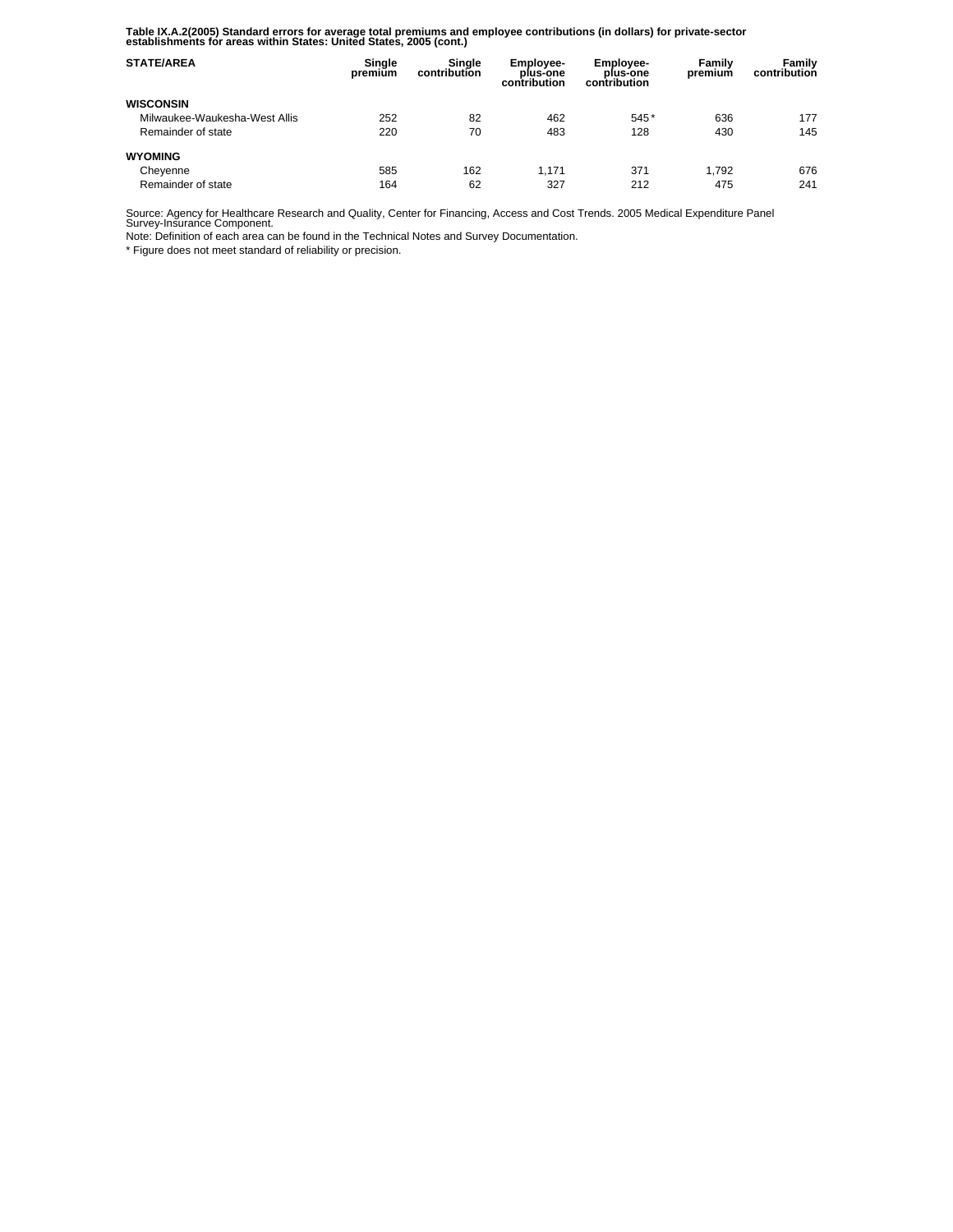**Table IX.A.2(2005) Standard errors for average total premiums and employee contributions (in dollars) for private-sector establishments for areas within States: United States, 2005 (cont.)**

| STATE/AREA | Single premium | Single contribution | Employee-plus-one contribution | Employee-plus-one contribution | Family premium | Family contribution |
|---|---|---|---|---|---|---|
| **WISCONSIN** | | | | | | |
| Milwaukee-Waukesha-West Allis | 252 | 82 | 462 | 545* | 636 | 177 |
| Remainder of state | 220 | 70 | 483 | 128 | 430 | 145 |
| **WYOMING** | | | | | | |
| Cheyenne | 585 | 162 | 1,171 | 371 | 1,792 | 676 |
| Remainder of state | 164 | 62 | 327 | 212 | 475 | 241 |

Source: Agency for Healthcare Research and Quality, Center for Financing, Access and Cost Trends. 2005 Medical Expenditure Panel Survey-Insurance Component.

Note: Definition of each area can be found in the Technical Notes and Survey Documentation.

* Figure does not meet standard of reliability or precision.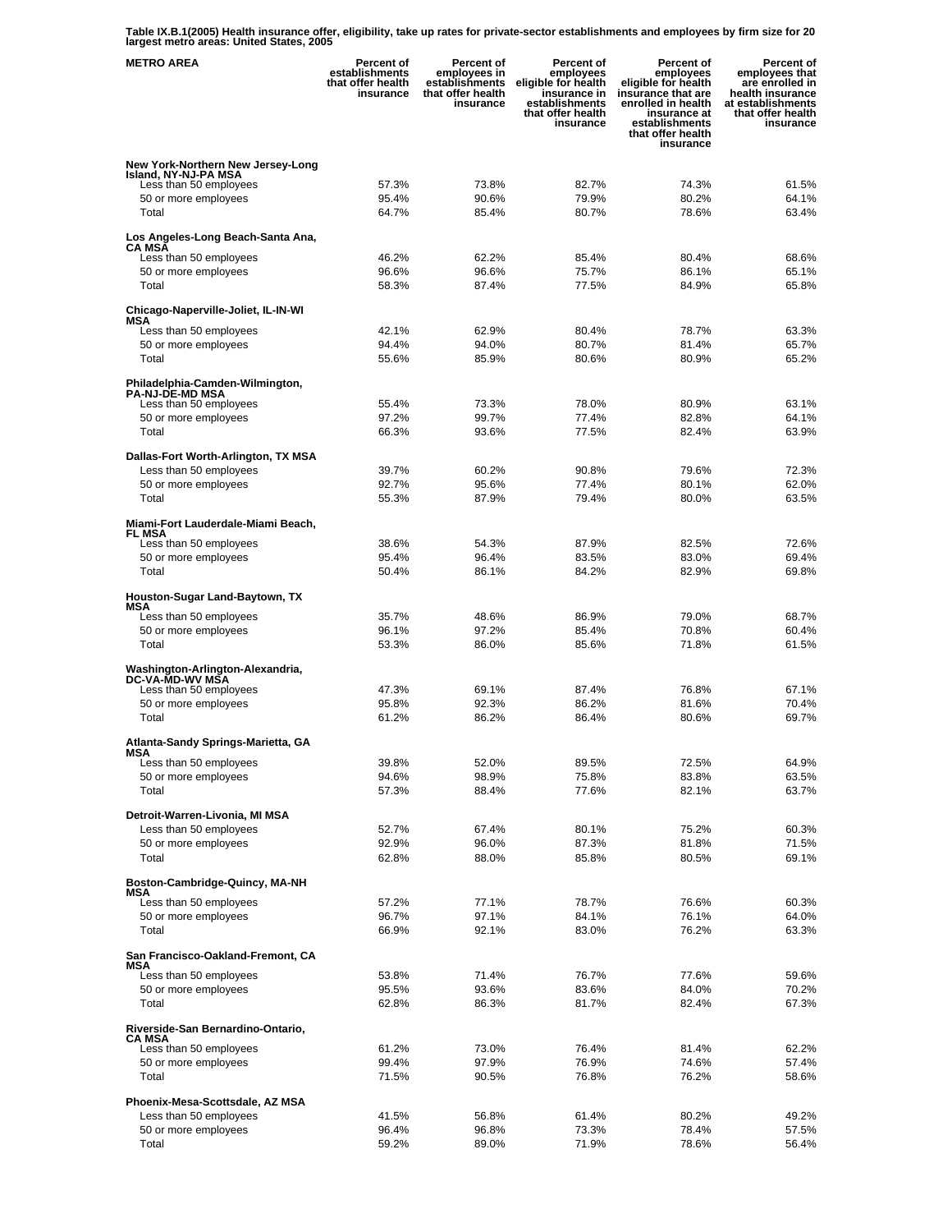**Table IX.B.1(2005) Health insurance offer, eligibility, take up rates for private-sector establishments and employees by firm size for 20 largest metro areas: United States, 2005**

| METRO AREA | Percent of establishments that offer health insurance | Percent of employees in establishments that offer health insurance | Percent of employees eligible for health insurance in establishments that offer health insurance | Percent of employees eligible for health insurance that are enrolled in health insurance at establishments that offer health insurance | Percent of employees that are enrolled in health insurance at establishments that offer health insurance |
|---|---|---|---|---|---|
| **New York-Northern New Jersey-Long Island, NY-NJ-PA MSA** | | | | | |
| Less than 50 employees | 57.3% | 73.8% | 82.7% | 74.3% | 61.5% |
| 50 or more employees | 95.4% | 90.6% | 79.9% | 80.2% | 64.1% |
| Total | 64.7% | 85.4% | 80.7% | 78.6% | 63.4% |
| **Los Angeles-Long Beach-Santa Ana, CA MSA** | | | | | |
| Less than 50 employees | 46.2% | 62.2% | 85.4% | 80.4% | 68.6% |
| 50 or more employees | 96.6% | 96.6% | 75.7% | 86.1% | 65.1% |
| Total | 58.3% | 87.4% | 77.5% | 84.9% | 65.8% |
| **Chicago-Naperville-Joliet, IL-IN-WI MSA** | | | | | |
| Less than 50 employees | 42.1% | 62.9% | 80.4% | 78.7% | 63.3% |
| 50 or more employees | 94.4% | 94.0% | 80.7% | 81.4% | 65.7% |
| Total | 55.6% | 85.9% | 80.6% | 80.9% | 65.2% |
| **Philadelphia-Camden-Wilmington, PA-NJ-DE-MD MSA** | | | | | |
| Less than 50 employees | 55.4% | 73.3% | 78.0% | 80.9% | 63.1% |
| 50 or more employees | 97.2% | 99.7% | 77.4% | 82.8% | 64.1% |
| Total | 66.3% | 93.6% | 77.5% | 82.4% | 63.9% |
| **Dallas-Fort Worth-Arlington, TX MSA** | | | | | |
| Less than 50 employees | 39.7% | 60.2% | 90.8% | 79.6% | 72.3% |
| 50 or more employees | 92.7% | 95.6% | 77.4% | 80.1% | 62.0% |
| Total | 55.3% | 87.9% | 79.4% | 80.0% | 63.5% |
| **Miami-Fort Lauderdale-Miami Beach, FL MSA** | | | | | |
| Less than 50 employees | 38.6% | 54.3% | 87.9% | 82.5% | 72.6% |
| 50 or more employees | 95.4% | 96.4% | 83.5% | 83.0% | 69.4% |
| Total | 50.4% | 86.1% | 84.2% | 82.9% | 69.8% |
| **Houston-Sugar Land-Baytown, TX MSA** | | | | | |
| Less than 50 employees | 35.7% | 48.6% | 86.9% | 79.0% | 68.7% |
| 50 or more employees | 96.1% | 97.2% | 85.4% | 70.8% | 60.4% |
| Total | 53.3% | 86.0% | 85.6% | 71.8% | 61.5% |
| **Washington-Arlington-Alexandria, DC-VA-MD-WV MSA** | | | | | |
| Less than 50 employees | 47.3% | 69.1% | 87.4% | 76.8% | 67.1% |
| 50 or more employees | 95.8% | 92.3% | 86.2% | 81.6% | 70.4% |
| Total | 61.2% | 86.2% | 86.4% | 80.6% | 69.7% |
| **Atlanta-Sandy Springs-Marietta, GA MSA** | | | | | |
| Less than 50 employees | 39.8% | 52.0% | 89.5% | 72.5% | 64.9% |
| 50 or more employees | 94.6% | 98.9% | 75.8% | 83.8% | 63.5% |
| Total | 57.3% | 88.4% | 77.6% | 82.1% | 63.7% |
| **Detroit-Warren-Livonia, MI MSA** | | | | | |
| Less than 50 employees | 52.7% | 67.4% | 80.1% | 75.2% | 60.3% |
| 50 or more employees | 92.9% | 96.0% | 87.3% | 81.8% | 71.5% |
| Total | 62.8% | 88.0% | 85.8% | 80.5% | 69.1% |
| **Boston-Cambridge-Quincy, MA-NH MSA** | | | | | |
| Less than 50 employees | 57.2% | 77.1% | 78.7% | 76.6% | 60.3% |
| 50 or more employees | 96.7% | 97.1% | 84.1% | 76.1% | 64.0% |
| Total | 66.9% | 92.1% | 83.0% | 76.2% | 63.3% |
| **San Francisco-Oakland-Fremont, CA MSA** | | | | | |
| Less than 50 employees | 53.8% | 71.4% | 76.7% | 77.6% | 59.6% |
| 50 or more employees | 95.5% | 93.6% | 83.6% | 84.0% | 70.2% |
| Total | 62.8% | 86.3% | 81.7% | 82.4% | 67.3% |
| **Riverside-San Bernardino-Ontario, CA MSA** | | | | | |
| Less than 50 employees | 61.2% | 73.0% | 76.4% | 81.4% | 62.2% |
| 50 or more employees | 99.4% | 97.9% | 76.9% | 74.6% | 57.4% |
| Total | 71.5% | 90.5% | 76.8% | 76.2% | 58.6% |
| **Phoenix-Mesa-Scottsdale, AZ MSA** | | | | | |
| Less than 50 employees | 41.5% | 56.8% | 61.4% | 80.2% | 49.2% |
| 50 or more employees | 96.4% | 96.8% | 73.3% | 78.4% | 57.5% |
| Total | 59.2% | 89.0% | 71.9% | 78.6% | 56.4% |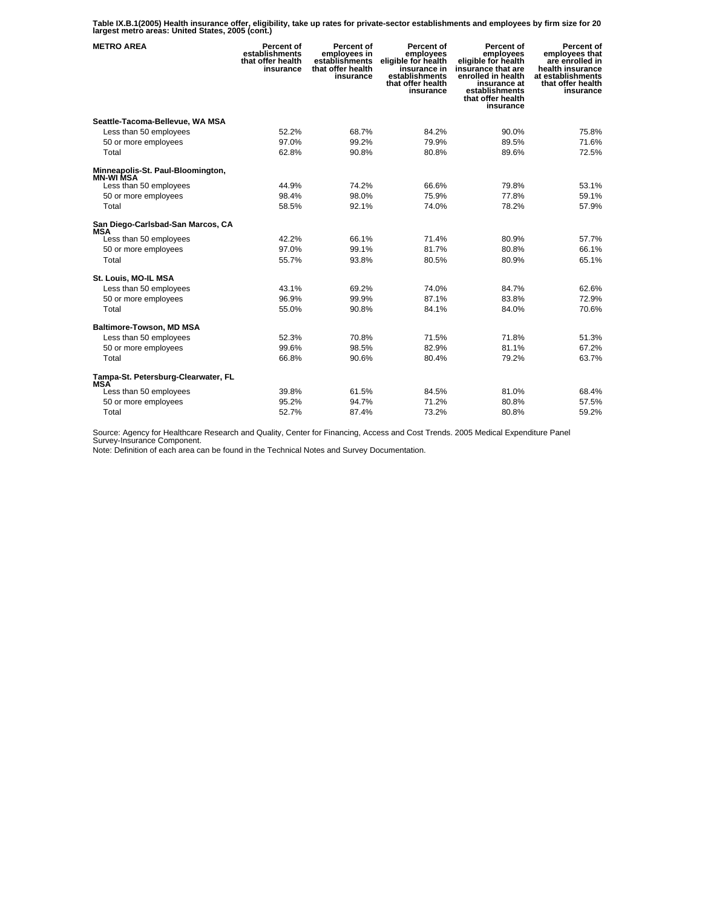**Table IX.B.1(2005) Health insurance offer, eligibility, take up rates for private-sector establishments and employees by firm size for 20 largest metro areas: United States, 2005 (cont.)**

| METRO AREA | Percent of establishments that offer health insurance | Percent of employees in establishments that offer health insurance | Percent of employees eligible for health insurance in establishments that offer health insurance | Percent of employees eligible for health insurance that are enrolled in health insurance at establishments that offer health insurance | Percent of employees that are enrolled in health insurance at establishments that offer health insurance |
|---|---|---|---|---|---|
| **Seattle-Tacoma-Bellevue, WA MSA** | | | | | |
| Less than 50 employees | 52.2% | 68.7% | 84.2% | 90.0% | 75.8% |
| 50 or more employees | 97.0% | 99.2% | 79.9% | 89.5% | 71.6% |
| Total | 62.8% | 90.8% | 80.8% | 89.6% | 72.5% |
| **Minneapolis-St. Paul-Bloomington, MN-WI MSA** | | | | | |
| Less than 50 employees | 44.9% | 74.2% | 66.6% | 79.8% | 53.1% |
| 50 or more employees | 98.4% | 98.0% | 75.9% | 77.8% | 59.1% |
| Total | 58.5% | 92.1% | 74.0% | 78.2% | 57.9% |
| **San Diego-Carlsbad-San Marcos, CA MSA** | | | | | |
| Less than 50 employees | 42.2% | 66.1% | 71.4% | 80.9% | 57.7% |
| 50 or more employees | 97.0% | 99.1% | 81.7% | 80.8% | 66.1% |
| Total | 55.7% | 93.8% | 80.5% | 80.9% | 65.1% |
| **St. Louis, MO-IL MSA** | | | | | |
| Less than 50 employees | 43.1% | 69.2% | 74.0% | 84.7% | 62.6% |
| 50 or more employees | 96.9% | 99.9% | 87.1% | 83.8% | 72.9% |
| Total | 55.0% | 90.8% | 84.1% | 84.0% | 70.6% |
| **Baltimore-Towson, MD MSA** | | | | | |
| Less than 50 employees | 52.3% | 70.8% | 71.5% | 71.8% | 51.3% |
| 50 or more employees | 99.6% | 98.5% | 82.9% | 81.1% | 67.2% |
| Total | 66.8% | 90.6% | 80.4% | 79.2% | 63.7% |
| **Tampa-St. Petersburg-Clearwater, FL MSA** | | | | | |
| Less than 50 employees | 39.8% | 61.5% | 84.5% | 81.0% | 68.4% |
| 50 or more employees | 95.2% | 94.7% | 71.2% | 80.8% | 57.5% |
| Total | 52.7% | 87.4% | 73.2% | 80.8% | 59.2% |

Source: Agency for Healthcare Research and Quality, Center for Financing, Access and Cost Trends. 2005 Medical Expenditure Panel Survey-Insurance Component.

Note: Definition of each area can be found in the Technical Notes and Survey Documentation.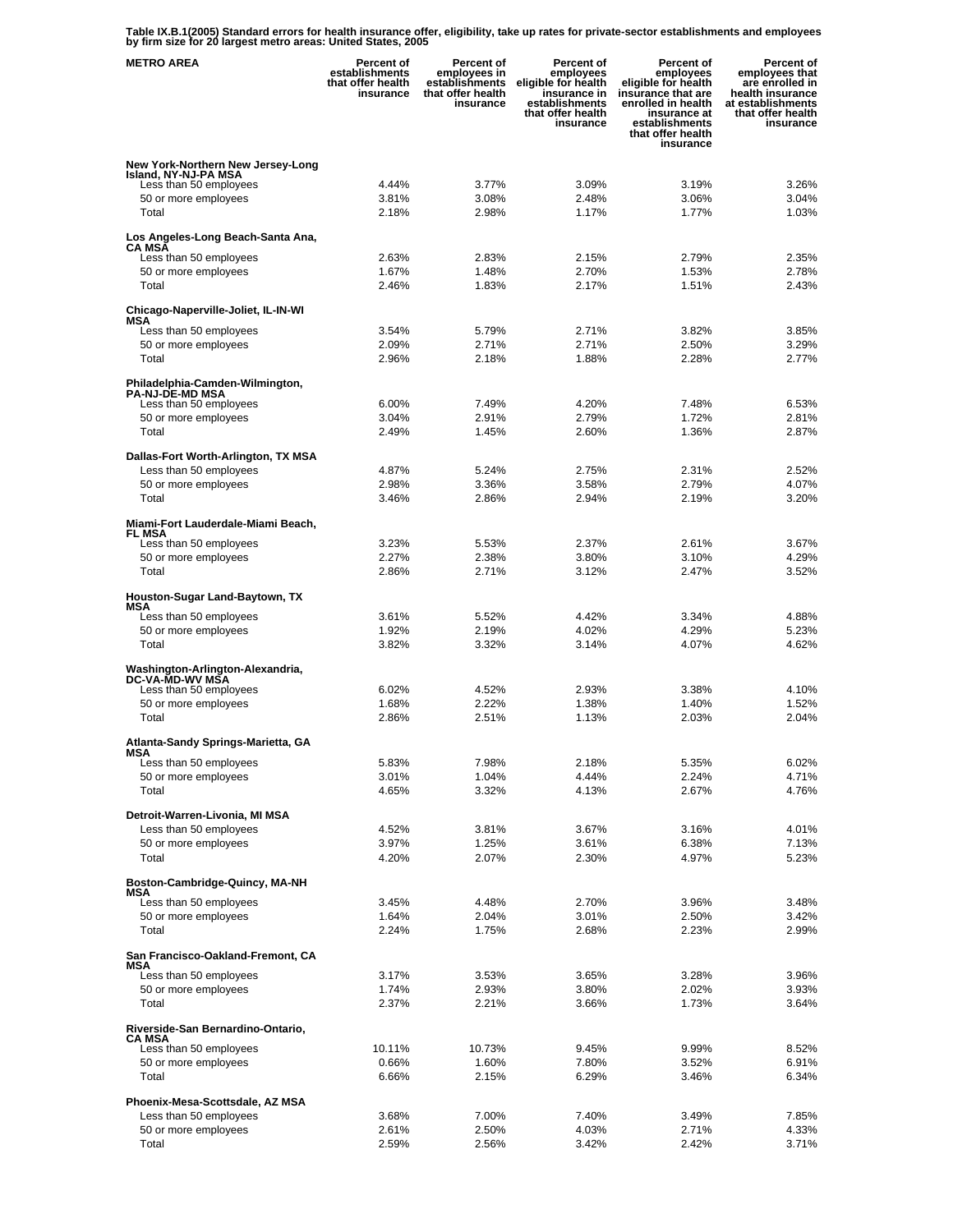**Table IX.B.1(2005) Standard errors for health insurance offer, eligibility, take up rates for private-sector establishments and employees by firm size for 20 largest metro areas: United States, 2005**

| METRO AREA | Percent of establishments that offer health insurance | Percent of employees in establishments that offer health insurance | Percent of employees eligible for health insurance in establishments that offer health insurance | Percent of employees eligible for health insurance that are enrolled in health insurance at establishments that offer health insurance | Percent of employees that are enrolled in health insurance at establishments that offer health insurance |
|---|---|---|---|---|---|
| **New York-Northern New Jersey-Long Island, NY-NJ-PA MSA** | | | | | |
| Less than 50 employees | 4.44% | 3.77% | 3.09% | 3.19% | 3.26% |
| 50 or more employees | 3.81% | 3.08% | 2.48% | 3.06% | 3.04% |
| Total | 2.18% | 2.98% | 1.17% | 1.77% | 1.03% |
| **Los Angeles-Long Beach-Santa Ana, CA MSA** | | | | | |
| Less than 50 employees | 2.63% | 2.83% | 2.15% | 2.79% | 2.35% |
| 50 or more employees | 1.67% | 1.48% | 2.70% | 1.53% | 2.78% |
| Total | 2.46% | 1.83% | 2.17% | 1.51% | 2.43% |
| **Chicago-Naperville-Joliet, IL-IN-WI MSA** | | | | | |
| Less than 50 employees | 3.54% | 5.79% | 2.71% | 3.82% | 3.85% |
| 50 or more employees | 2.09% | 2.71% | 2.71% | 2.50% | 3.29% |
| Total | 2.96% | 2.18% | 1.88% | 2.28% | 2.77% |
| **Philadelphia-Camden-Wilmington, PA-NJ-DE-MD MSA** | | | | | |
| Less than 50 employees | 6.00% | 7.49% | 4.20% | 7.48% | 6.53% |
| 50 or more employees | 3.04% | 2.91% | 2.79% | 1.72% | 2.81% |
| Total | 2.49% | 1.45% | 2.60% | 1.36% | 2.87% |
| **Dallas-Fort Worth-Arlington, TX MSA** | | | | | |
| Less than 50 employees | 4.87% | 5.24% | 2.75% | 2.31% | 2.52% |
| 50 or more employees | 2.98% | 3.36% | 3.58% | 2.79% | 4.07% |
| Total | 3.46% | 2.86% | 2.94% | 2.19% | 3.20% |
| **Miami-Fort Lauderdale-Miami Beach, FL MSA** | | | | | |
| Less than 50 employees | 3.23% | 5.53% | 2.37% | 2.61% | 3.67% |
| 50 or more employees | 2.27% | 2.38% | 3.80% | 3.10% | 4.29% |
| Total | 2.86% | 2.71% | 3.12% | 2.47% | 3.52% |
| **Houston-Sugar Land-Baytown, TX MSA** | | | | | |
| Less than 50 employees | 3.61% | 5.52% | 4.42% | 3.34% | 4.88% |
| 50 or more employees | 1.92% | 2.19% | 4.02% | 4.29% | 5.23% |
| Total | 3.82% | 3.32% | 3.14% | 4.07% | 4.62% |
| **Washington-Arlington-Alexandria, DC-VA-MD-WV MSA** | | | | | |
| Less than 50 employees | 6.02% | 4.52% | 2.93% | 3.38% | 4.10% |
| 50 or more employees | 1.68% | 2.22% | 1.38% | 1.40% | 1.52% |
| Total | 2.86% | 2.51% | 1.13% | 2.03% | 2.04% |
| **Atlanta-Sandy Springs-Marietta, GA MSA** | | | | | |
| Less than 50 employees | 5.83% | 7.98% | 2.18% | 5.35% | 6.02% |
| 50 or more employees | 3.01% | 1.04% | 4.44% | 2.24% | 4.71% |
| Total | 4.65% | 3.32% | 4.13% | 2.67% | 4.76% |
| **Detroit-Warren-Livonia, MI MSA** | | | | | |
| Less than 50 employees | 4.52% | 3.81% | 3.67% | 3.16% | 4.01% |
| 50 or more employees | 3.97% | 1.25% | 3.61% | 6.38% | 7.13% |
| Total | 4.20% | 2.07% | 2.30% | 4.97% | 5.23% |
| **Boston-Cambridge-Quincy, MA-NH MSA** | | | | | |
| Less than 50 employees | 3.45% | 4.48% | 2.70% | 3.96% | 3.48% |
| 50 or more employees | 1.64% | 2.04% | 3.01% | 2.50% | 3.42% |
| Total | 2.24% | 1.75% | 2.68% | 2.23% | 2.99% |
| **San Francisco-Oakland-Fremont, CA MSA** | | | | | |
| Less than 50 employees | 3.17% | 3.53% | 3.65% | 3.28% | 3.96% |
| 50 or more employees | 1.74% | 2.93% | 3.80% | 2.02% | 3.93% |
| Total | 2.37% | 2.21% | 3.66% | 1.73% | 3.64% |
| **Riverside-San Bernardino-Ontario, CA MSA** | | | | | |
| Less than 50 employees | 10.11% | 10.73% | 9.45% | 9.99% | 8.52% |
| 50 or more employees | 0.66% | 1.60% | 7.80% | 3.52% | 6.91% |
| Total | 6.66% | 2.15% | 6.29% | 3.46% | 6.34% |
| **Phoenix-Mesa-Scottsdale, AZ MSA** | | | | | |
| Less than 50 employees | 3.68% | 7.00% | 7.40% | 3.49% | 7.85% |
| 50 or more employees | 2.61% | 2.50% | 4.03% | 2.71% | 4.33% |
| Total | 2.59% | 2.56% | 3.42% | 2.42% | 3.71% |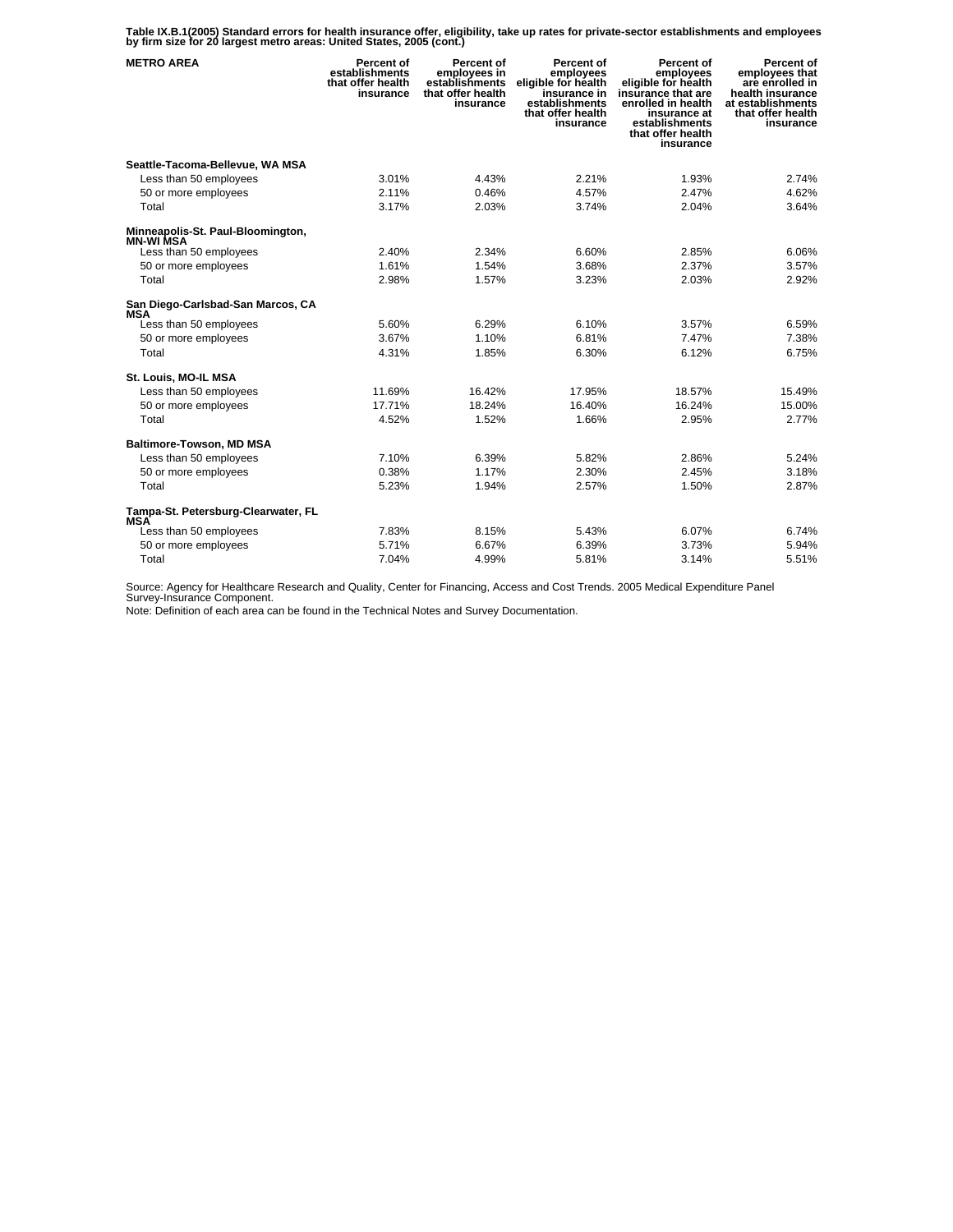**Table IX.B.1(2005) Standard errors for health insurance offer, eligibility, take up rates for private-sector establishments and employees by firm size for 20 largest metro areas: United States, 2005 (cont.)**

| METRO AREA | Percent of establishments that offer health insurance | Percent of employees in establishments that offer health insurance | Percent of employees eligible for health insurance in establishments that offer health insurance | Percent of employees eligible for health insurance that are enrolled in health insurance at establishments that offer health insurance | Percent of employees that are enrolled in health insurance at establishments that offer health insurance |
|---|---|---|---|---|---|
| **Seattle-Tacoma-Bellevue, WA MSA** | | | | | |
| Less than 50 employees | 3.01% | 4.43% | 2.21% | 1.93% | 2.74% |
| 50 or more employees | 2.11% | 0.46% | 4.57% | 2.47% | 4.62% |
| Total | 3.17% | 2.03% | 3.74% | 2.04% | 3.64% |
| **Minneapolis-St. Paul-Bloomington, MN-WI MSA** | | | | | |
| Less than 50 employees | 2.40% | 2.34% | 6.60% | 2.85% | 6.06% |
| 50 or more employees | 1.61% | 1.54% | 3.68% | 2.37% | 3.57% |
| Total | 2.98% | 1.57% | 3.23% | 2.03% | 2.92% |
| **San Diego-Carlsbad-San Marcos, CA MSA** | | | | | |
| Less than 50 employees | 5.60% | 6.29% | 6.10% | 3.57% | 6.59% |
| 50 or more employees | 3.67% | 1.10% | 6.81% | 7.47% | 7.38% |
| Total | 4.31% | 1.85% | 6.30% | 6.12% | 6.75% |
| **St. Louis, MO-IL MSA** | | | | | |
| Less than 50 employees | 11.69% | 16.42% | 17.95% | 18.57% | 15.49% |
| 50 or more employees | 17.71% | 18.24% | 16.40% | 16.24% | 15.00% |
| Total | 4.52% | 1.52% | 1.66% | 2.95% | 2.77% |
| **Baltimore-Towson, MD MSA** | | | | | |
| Less than 50 employees | 7.10% | 6.39% | 5.82% | 2.86% | 5.24% |
| 50 or more employees | 0.38% | 1.17% | 2.30% | 2.45% | 3.18% |
| Total | 5.23% | 1.94% | 2.57% | 1.50% | 2.87% |
| **Tampa-St. Petersburg-Clearwater, FL MSA** | | | | | |
| Less than 50 employees | 7.83% | 8.15% | 5.43% | 6.07% | 6.74% |
| 50 or more employees | 5.71% | 6.67% | 6.39% | 3.73% | 5.94% |
| Total | 7.04% | 4.99% | 5.81% | 3.14% | 5.51% |

Source: Agency for Healthcare Research and Quality, Center for Financing, Access and Cost Trends. 2005 Medical Expenditure Panel Survey-Insurance Component.
Note: Definition of each area can be found in the Technical Notes and Survey Documentation.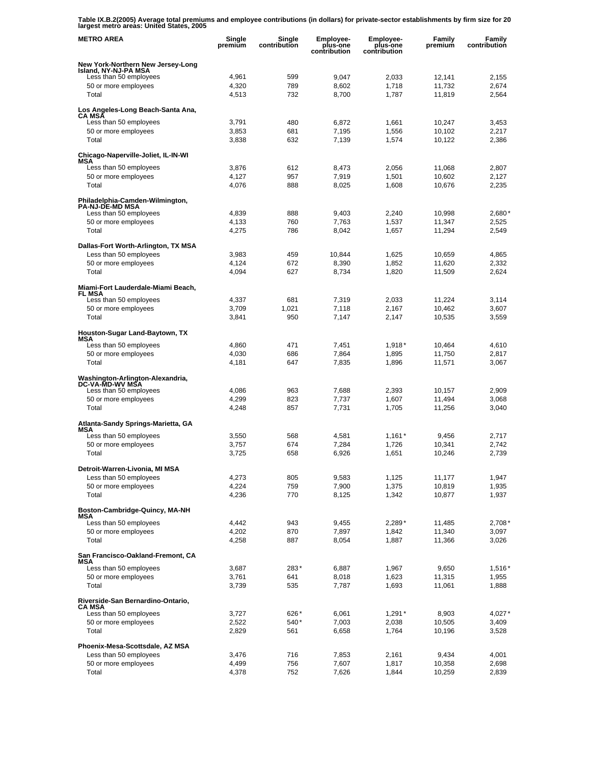**Table IX.B.2(2005) Average total premiums and employee contributions (in dollars) for private-sector establishments by firm size for 20 largest metro areas: United States, 2005**

| METRO AREA | Single premium | Single contribution | Employee-plus-one contribution | Employee-plus-one contribution | Family premium | Family contribution |
|---|---|---|---|---|---|---|
| **New York-Northern New Jersey-Long Island, NY-NJ-PA MSA** | | | | | | |
| Less than 50 employees | 4,961 | 599 | 9,047 | 2,033 | 12,141 | 2,155 |
| 50 or more employees | 4,320 | 789 | 8,602 | 1,718 | 11,732 | 2,674 |
| Total | 4,513 | 732 | 8,700 | 1,787 | 11,819 | 2,564 |
| **Los Angeles-Long Beach-Santa Ana, CA MSA** | | | | | | |
| Less than 50 employees | 3,791 | 480 | 6,872 | 1,661 | 10,247 | 3,453 |
| 50 or more employees | 3,853 | 681 | 7,195 | 1,556 | 10,102 | 2,217 |
| Total | 3,838 | 632 | 7,139 | 1,574 | 10,122 | 2,386 |
| **Chicago-Naperville-Joliet, IL-IN-WI MSA** | | | | | | |
| Less than 50 employees | 3,876 | 612 | 8,473 | 2,056 | 11,068 | 2,807 |
| 50 or more employees | 4,127 | 957 | 7,919 | 1,501 | 10,602 | 2,127 |
| Total | 4,076 | 888 | 8,025 | 1,608 | 10,676 | 2,235 |
| **Philadelphia-Camden-Wilmington, PA-NJ-DE-MD MSA** | | | | | | |
| Less than 50 employees | 4,839 | 888 | 9,403 | 2,240 | 10,998 | 2,680* |
| 50 or more employees | 4,133 | 760 | 7,763 | 1,537 | 11,347 | 2,525 |
| Total | 4,275 | 786 | 8,042 | 1,657 | 11,294 | 2,549 |
| **Dallas-Fort Worth-Arlington, TX MSA** | | | | | | |
| Less than 50 employees | 3,983 | 459 | 10,844 | 1,625 | 10,659 | 4,865 |
| 50 or more employees | 4,124 | 672 | 8,390 | 1,852 | 11,620 | 2,332 |
| Total | 4,094 | 627 | 8,734 | 1,820 | 11,509 | 2,624 |
| **Miami-Fort Lauderdale-Miami Beach, FL MSA** | | | | | | |
| Less than 50 employees | 4,337 | 681 | 7,319 | 2,033 | 11,224 | 3,114 |
| 50 or more employees | 3,709 | 1,021 | 7,118 | 2,167 | 10,462 | 3,607 |
| Total | 3,841 | 950 | 7,147 | 2,147 | 10,535 | 3,559 |
| **Houston-Sugar Land-Baytown, TX MSA** | | | | | | |
| Less than 50 employees | 4,860 | 471 | 7,451 | 1,918* | 10,464 | 4,610 |
| 50 or more employees | 4,030 | 686 | 7,864 | 1,895 | 11,750 | 2,817 |
| Total | 4,181 | 647 | 7,835 | 1,896 | 11,571 | 3,067 |
| **Washington-Arlington-Alexandria, DC-VA-MD-WV MSA** | | | | | | |
| Less than 50 employees | 4,086 | 963 | 7,688 | 2,393 | 10,157 | 2,909 |
| 50 or more employees | 4,299 | 823 | 7,737 | 1,607 | 11,494 | 3,068 |
| Total | 4,248 | 857 | 7,731 | 1,705 | 11,256 | 3,040 |
| **Atlanta-Sandy Springs-Marietta, GA MSA** | | | | | | |
| Less than 50 employees | 3,550 | 568 | 4,581 | 1,161* | 9,456 | 2,717 |
| 50 or more employees | 3,757 | 674 | 7,284 | 1,726 | 10,341 | 2,742 |
| Total | 3,725 | 658 | 6,926 | 1,651 | 10,246 | 2,739 |
| **Detroit-Warren-Livonia, MI MSA** | | | | | | |
| Less than 50 employees | 4,273 | 805 | 9,583 | 1,125 | 11,177 | 1,947 |
| 50 or more employees | 4,224 | 759 | 7,900 | 1,375 | 10,819 | 1,935 |
| Total | 4,236 | 770 | 8,125 | 1,342 | 10,877 | 1,937 |
| **Boston-Cambridge-Quincy, MA-NH MSA** | | | | | | |
| Less than 50 employees | 4,442 | 943 | 9,455 | 2,289* | 11,485 | 2,708* |
| 50 or more employees | 4,202 | 870 | 7,897 | 1,842 | 11,340 | 3,097 |
| Total | 4,258 | 887 | 8,054 | 1,887 | 11,366 | 3,026 |
| **San Francisco-Oakland-Fremont, CA MSA** | | | | | | |
| Less than 50 employees | 3,687 | 283* | 6,887 | 1,967 | 9,650 | 1,516* |
| 50 or more employees | 3,761 | 641 | 8,018 | 1,623 | 11,315 | 1,955 |
| Total | 3,739 | 535 | 7,787 | 1,693 | 11,061 | 1,888 |
| **Riverside-San Bernardino-Ontario, CA MSA** | | | | | | |
| Less than 50 employees | 3,727 | 626* | 6,061 | 1,291* | 8,903 | 4,027* |
| 50 or more employees | 2,522 | 540* | 7,003 | 2,038 | 10,505 | 3,409 |
| Total | 2,829 | 561 | 6,658 | 1,764 | 10,196 | 3,528 |
| **Phoenix-Mesa-Scottsdale, AZ MSA** | | | | | | |
| Less than 50 employees | 3,476 | 716 | 7,853 | 2,161 | 9,434 | 4,001 |
| 50 or more employees | 4,499 | 756 | 7,607 | 1,817 | 10,358 | 2,698 |
| Total | 4,378 | 752 | 7,626 | 1,844 | 10,259 | 2,839 |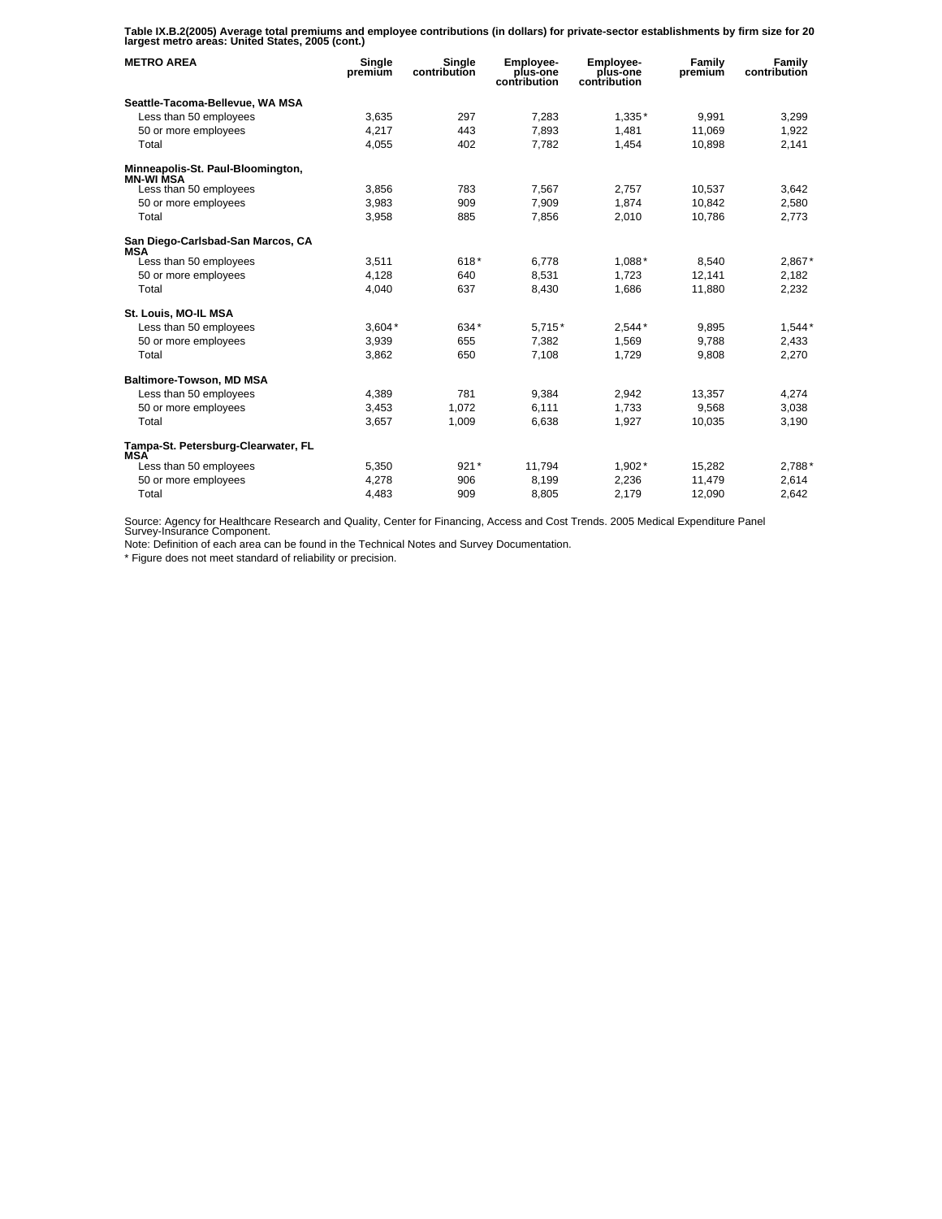**Table IX.B.2(2005) Average total premiums and employee contributions (in dollars) for private-sector establishments by firm size for 20 largest metro areas: United States, 2005 (cont.)**

| METRO AREA | Single premium | Single contribution | Employee-plus-one contribution | Employee-plus-one contribution | Family premium | Family contribution |
|---|---|---|---|---|---|---|
| **Seattle-Tacoma-Bellevue, WA MSA** | | | | | | |
| Less than 50 employees | 3,635 | 297 | 7,283 | 1,335* | 9,991 | 3,299 |
| 50 or more employees | 4,217 | 443 | 7,893 | 1,481 | 11,069 | 1,922 |
| Total | 4,055 | 402 | 7,782 | 1,454 | 10,898 | 2,141 |
| **Minneapolis-St. Paul-Bloomington, MN-WI MSA** | | | | | | |
| Less than 50 employees | 3,856 | 783 | 7,567 | 2,757 | 10,537 | 3,642 |
| 50 or more employees | 3,983 | 909 | 7,909 | 1,874 | 10,842 | 2,580 |
| Total | 3,958 | 885 | 7,856 | 2,010 | 10,786 | 2,773 |
| **San Diego-Carlsbad-San Marcos, CA MSA** | | | | | | |
| Less than 50 employees | 3,511 | 618* | 6,778 | 1,088* | 8,540 | 2,867* |
| 50 or more employees | 4,128 | 640 | 8,531 | 1,723 | 12,141 | 2,182 |
| Total | 4,040 | 637 | 8,430 | 1,686 | 11,880 | 2,232 |
| **St. Louis, MO-IL MSA** | | | | | | |
| Less than 50 employees | 3,604* | 634* | 5,715* | 2,544* | 9,895 | 1,544* |
| 50 or more employees | 3,939 | 655 | 7,382 | 1,569 | 9,788 | 2,433 |
| Total | 3,862 | 650 | 7,108 | 1,729 | 9,808 | 2,270 |
| **Baltimore-Towson, MD MSA** | | | | | | |
| Less than 50 employees | 4,389 | 781 | 9,384 | 2,942 | 13,357 | 4,274 |
| 50 or more employees | 3,453 | 1,072 | 6,111 | 1,733 | 9,568 | 3,038 |
| Total | 3,657 | 1,009 | 6,638 | 1,927 | 10,035 | 3,190 |
| **Tampa-St. Petersburg-Clearwater, FL MSA** | | | | | | |
| Less than 50 employees | 5,350 | 921* | 11,794 | 1,902* | 15,282 | 2,788* |
| 50 or more employees | 4,278 | 906 | 8,199 | 2,236 | 11,479 | 2,614 |
| Total | 4,483 | 909 | 8,805 | 2,179 | 12,090 | 2,642 |

Source: Agency for Healthcare Research and Quality, Center for Financing, Access and Cost Trends. 2005 Medical Expenditure Panel Survey-Insurance Component.

Note: Definition of each area can be found in the Technical Notes and Survey Documentation.

* Figure does not meet standard of reliability or precision.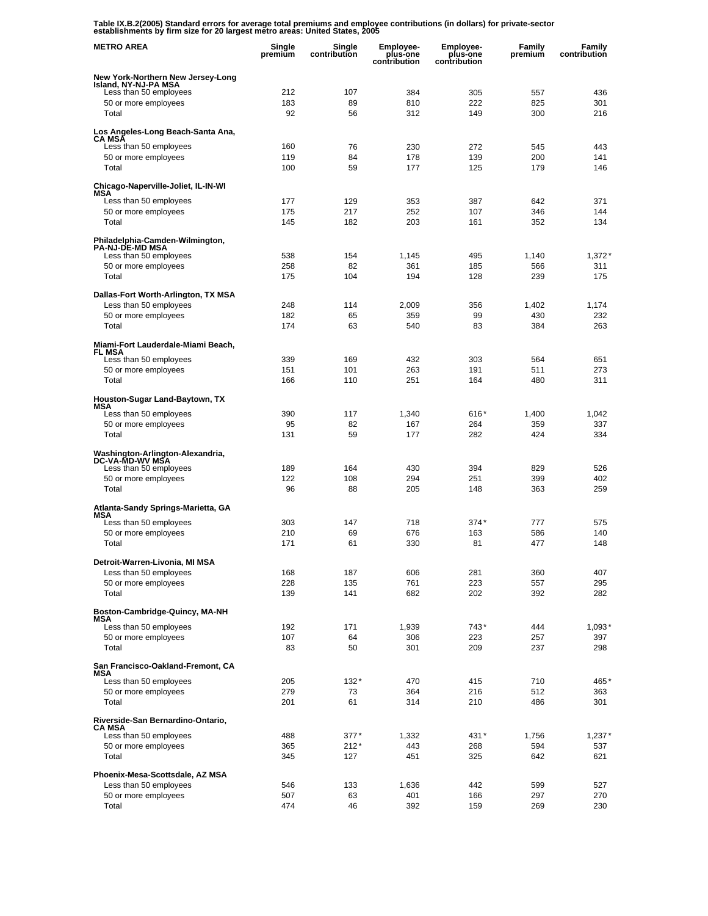**Table IX.B.2(2005) Standard errors for average total premiums and employee contributions (in dollars) for private-sector establishments by firm size for 20 largest metro areas: United States, 2005**

| METRO AREA | Single premium | Single contribution | Employee-plus-one contribution | Employee-plus-one contribution | Family premium | Family contribution |
|---|---|---|---|---|---|---|
| **New York-Northern New Jersey-Long Island, NY-NJ-PA MSA** | | | | | | |
| Less than 50 employees | 212 | 107 | 384 | 305 | 557 | 436 |
| 50 or more employees | 183 | 89 | 810 | 222 | 825 | 301 |
| Total | 92 | 56 | 312 | 149 | 300 | 216 |
| **Los Angeles-Long Beach-Santa Ana, CA MSA** | | | | | | |
| Less than 50 employees | 160 | 76 | 230 | 272 | 545 | 443 |
| 50 or more employees | 119 | 84 | 178 | 139 | 200 | 141 |
| Total | 100 | 59 | 177 | 125 | 179 | 146 |
| **Chicago-Naperville-Joliet, IL-IN-WI MSA** | | | | | | |
| Less than 50 employees | 177 | 129 | 353 | 387 | 642 | 371 |
| 50 or more employees | 175 | 217 | 252 | 107 | 346 | 144 |
| Total | 145 | 182 | 203 | 161 | 352 | 134 |
| **Philadelphia-Camden-Wilmington, PA-NJ-DE-MD MSA** | | | | | | |
| Less than 50 employees | 538 | 154 | 1,145 | 495 | 1,140 | 1,372* |
| 50 or more employees | 258 | 82 | 361 | 185 | 566 | 311 |
| Total | 175 | 104 | 194 | 128 | 239 | 175 |
| **Dallas-Fort Worth-Arlington, TX MSA** | | | | | | |
| Less than 50 employees | 248 | 114 | 2,009 | 356 | 1,402 | 1,174 |
| 50 or more employees | 182 | 65 | 359 | 99 | 430 | 232 |
| Total | 174 | 63 | 540 | 83 | 384 | 263 |
| **Miami-Fort Lauderdale-Miami Beach, FL MSA** | | | | | | |
| Less than 50 employees | 339 | 169 | 432 | 303 | 564 | 651 |
| 50 or more employees | 151 | 101 | 263 | 191 | 511 | 273 |
| Total | 166 | 110 | 251 | 164 | 480 | 311 |
| **Houston-Sugar Land-Baytown, TX MSA** | | | | | | |
| Less than 50 employees | 390 | 117 | 1,340 | 616* | 1,400 | 1,042 |
| 50 or more employees | 95 | 82 | 167 | 264 | 359 | 337 |
| Total | 131 | 59 | 177 | 282 | 424 | 334 |
| **Washington-Arlington-Alexandria, DC-VA-MD-WV MSA** | | | | | | |
| Less than 50 employees | 189 | 164 | 430 | 394 | 829 | 526 |
| 50 or more employees | 122 | 108 | 294 | 251 | 399 | 402 |
| Total | 96 | 88 | 205 | 148 | 363 | 259 |
| **Atlanta-Sandy Springs-Marietta, GA MSA** | | | | | | |
| Less than 50 employees | 303 | 147 | 718 | 374* | 777 | 575 |
| 50 or more employees | 210 | 69 | 676 | 163 | 586 | 140 |
| Total | 171 | 61 | 330 | 81 | 477 | 148 |
| **Detroit-Warren-Livonia, MI MSA** | | | | | | |
| Less than 50 employees | 168 | 187 | 606 | 281 | 360 | 407 |
| 50 or more employees | 228 | 135 | 761 | 223 | 557 | 295 |
| Total | 139 | 141 | 682 | 202 | 392 | 282 |
| **Boston-Cambridge-Quincy, MA-NH MSA** | | | | | | |
| Less than 50 employees | 192 | 171 | 1,939 | 743* | 444 | 1,093* |
| 50 or more employees | 107 | 64 | 306 | 223 | 257 | 397 |
| Total | 83 | 50 | 301 | 209 | 237 | 298 |
| **San Francisco-Oakland-Fremont, CA MSA** | | | | | | |
| Less than 50 employees | 205 | 132* | 470 | 415 | 710 | 465* |
| 50 or more employees | 279 | 73 | 364 | 216 | 512 | 363 |
| Total | 201 | 61 | 314 | 210 | 486 | 301 |
| **Riverside-San Bernardino-Ontario, CA MSA** | | | | | | |
| Less than 50 employees | 488 | 377* | 1,332 | 431* | 1,756 | 1,237* |
| 50 or more employees | 365 | 212* | 443 | 268 | 594 | 537 |
| Total | 345 | 127 | 451 | 325 | 642 | 621 |
| **Phoenix-Mesa-Scottsdale, AZ MSA** | | | | | | |
| Less than 50 employees | 546 | 133 | 1,636 | 442 | 599 | 527 |
| 50 or more employees | 507 | 63 | 401 | 166 | 297 | 270 |
| Total | 474 | 46 | 392 | 159 | 269 | 230 |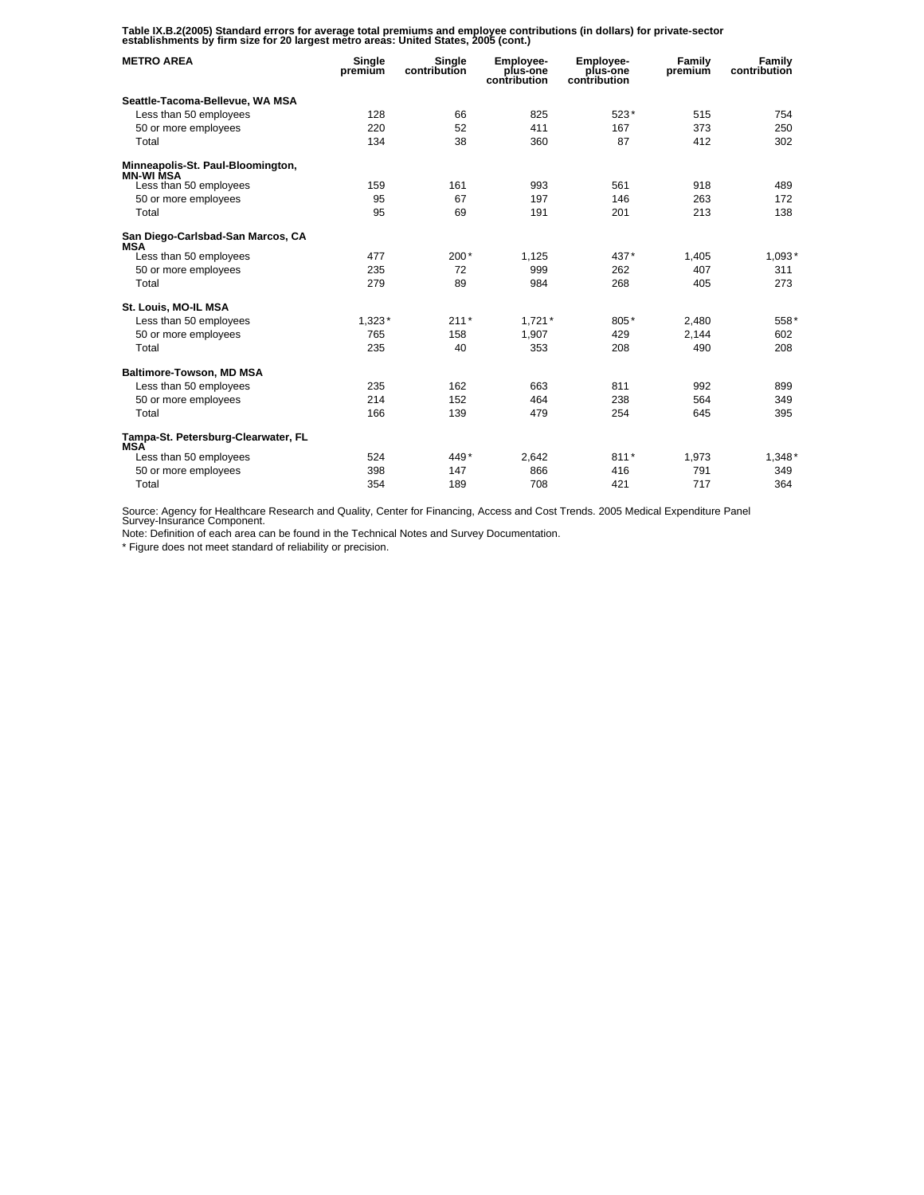**Table IX.B.2(2005) Standard errors for average total premiums and employee contributions (in dollars) for private-sector establishments by firm size for 20 largest metro areas: United States, 2005 (cont.)**

| METRO AREA | Single premium | Single contribution | Employee-plus-one contribution | Employee-plus-one contribution | Family premium | Family contribution |
|---|---|---|---|---|---|---|
| **Seattle-Tacoma-Bellevue, WA MSA** | | | | | | |
| Less than 50 employees | 128 | 66 | 825 | 523* | 515 | 754 |
| 50 or more employees | 220 | 52 | 411 | 167 | 373 | 250 |
| Total | 134 | 38 | 360 | 87 | 412 | 302 |
| **Minneapolis-St. Paul-Bloomington, MN-WI MSA** | | | | | | |
| Less than 50 employees | 159 | 161 | 993 | 561 | 918 | 489 |
| 50 or more employees | 95 | 67 | 197 | 146 | 263 | 172 |
| Total | 95 | 69 | 191 | 201 | 213 | 138 |
| **San Diego-Carlsbad-San Marcos, CA MSA** | | | | | | |
| Less than 50 employees | 477 | 200* | 1,125 | 437* | 1,405 | 1,093* |
| 50 or more employees | 235 | 72 | 999 | 262 | 407 | 311 |
| Total | 279 | 89 | 984 | 268 | 405 | 273 |
| **St. Louis, MO-IL MSA** | | | | | | |
| Less than 50 employees | 1,323* | 211* | 1,721* | 805* | 2,480 | 558* |
| 50 or more employees | 765 | 158 | 1,907 | 429 | 2,144 | 602 |
| Total | 235 | 40 | 353 | 208 | 490 | 208 |
| **Baltimore-Towson, MD MSA** | | | | | | |
| Less than 50 employees | 235 | 162 | 663 | 811 | 992 | 899 |
| 50 or more employees | 214 | 152 | 464 | 238 | 564 | 349 |
| Total | 166 | 139 | 479 | 254 | 645 | 395 |
| **Tampa-St. Petersburg-Clearwater, FL MSA** | | | | | | |
| Less than 50 employees | 524 | 449* | 2,642 | 811* | 1,973 | 1,348* |
| 50 or more employees | 398 | 147 | 866 | 416 | 791 | 349 |
| Total | 354 | 189 | 708 | 421 | 717 | 364 |

Source: Agency for Healthcare Research and Quality, Center for Financing, Access and Cost Trends. 2005 Medical Expenditure Panel Survey-Insurance Component.

Note: Definition of each area can be found in the Technical Notes and Survey Documentation.

* Figure does not meet standard of reliability or precision.